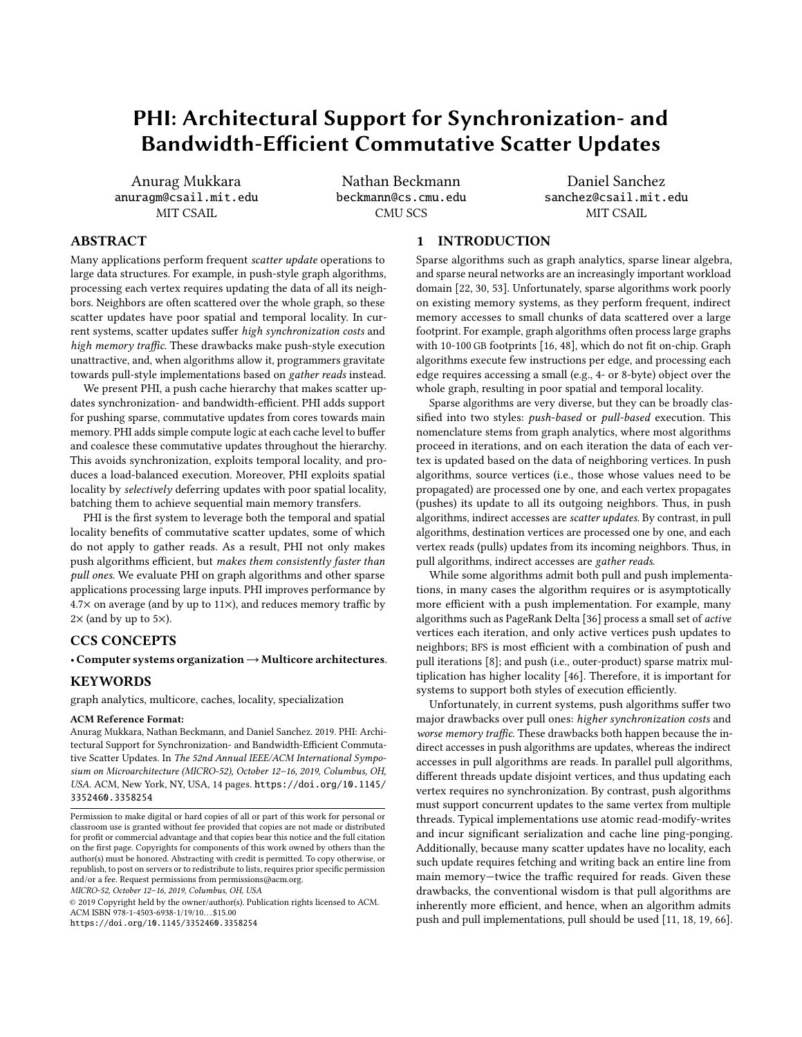# PHI: Architectural Support for Synchronization- and Bandwidth-Efficient Commutative Scatter Updates

Anurag Mukkara
anuragm@csail.mit.edu
MIT CSAIL

Nathan Beckmann
beckmann@cs.cmu.edu
CMU SCS

Daniel Sanchez
sanchez@csail.mit.edu
MIT CSAIL

## ABSTRACT

Many applications perform frequent *scatter update* operations to large data structures. For example, in push-style graph algorithms, processing each vertex requires updating the data of all its neighbors. Neighbors are often scattered over the whole graph, so these scatter updates have poor spatial and temporal locality. In current systems, scatter updates suffer *high synchronization costs* and *high memory traffic*. These drawbacks make push-style execution unattractive, and, when algorithms allow it, programmers gravitate towards pull-style implementations based on *gather reads* instead.

We present PHI, a push cache hierarchy that makes scatter updates synchronization- and bandwidth-efficient. PHI adds support for pushing sparse, commutative updates from cores towards main memory. PHI adds simple compute logic at each cache level to buffer and coalesce these commutative updates throughout the hierarchy. This avoids synchronization, exploits temporal locality, and produces a load-balanced execution. Moreover, PHI exploits spatial locality by *selectively* deferring updates with poor spatial locality, batching them to achieve sequential main memory transfers.

PHI is the first system to leverage both the temporal and spatial locality benefits of commutative scatter updates, some of which do not apply to gather reads. As a result, PHI not only makes push algorithms efficient, but *makes them consistently faster than pull ones*. We evaluate PHI on graph algorithms and other sparse applications processing large inputs. PHI improves performance by 4.7× on average (and by up to 11×), and reduces memory traffic by 2× (and by up to 5×).

## CCS CONCEPTS

• **Computer systems organization → Multicore architectures**.

## KEYWORDS

graph analytics, multicore, caches, locality, specialization

**ACM Reference Format:**
Anurag Mukkara, Nathan Beckmann, and Daniel Sanchez. 2019. PHI: Architectural Support for Synchronization- and Bandwidth-Efficient Commutative Scatter Updates. In *The 52nd Annual IEEE/ACM International Symposium on Microarchitecture (MICRO-52), October 12–16, 2019, Columbus, OH, USA*. ACM, New York, NY, USA, 14 pages. https://doi.org/10.1145/3352460.3358254

Permission to make digital or hard copies of all or part of this work for personal or classroom use is granted without fee provided that copies are not made or distributed for profit or commercial advantage and that copies bear this notice and the full citation on the first page. Copyrights for components of this work owned by others than the author(s) must be honored. Abstracting with credit is permitted. To copy otherwise, or republish, to post on servers or to redistribute to lists, requires prior specific permission and/or a fee. Request permissions from permissions@acm.org.
*MICRO-52, October 12–16, 2019, Columbus, OH, USA*
© 2019 Copyright held by the owner/author(s). Publication rights licensed to ACM.
ACM ISBN 978-1-4503-6938-1/19/10...$15.00
https://doi.org/10.1145/3352460.3358254

## 1 INTRODUCTION

Sparse algorithms such as graph analytics, sparse linear algebra, and sparse neural networks are an increasingly important workload domain [22, 30, 53]. Unfortunately, sparse algorithms work poorly on existing memory systems, as they perform frequent, indirect memory accesses to small chunks of data scattered over a large footprint. For example, graph algorithms often process large graphs with 10-100 GB footprints [16, 48], which do not fit on-chip. Graph algorithms execute few instructions per edge, and processing each edge requires accessing a small (e.g., 4- or 8-byte) object over the whole graph, resulting in poor spatial and temporal locality.

Sparse algorithms are very diverse, but they can be broadly classified into two styles: *push-based* or *pull-based* execution. This nomenclature stems from graph analytics, where most algorithms proceed in iterations, and on each iteration the data of each vertex is updated based on the data of neighboring vertices. In push algorithms, source vertices (i.e., those whose values need to be propagated) are processed one by one, and each vertex propagates (pushes) its update to all its outgoing neighbors. Thus, in push algorithms, indirect accesses are *scatter updates*. By contrast, in pull algorithms, destination vertices are processed one by one, and each vertex reads (pulls) updates from its incoming neighbors. Thus, in pull algorithms, indirect accesses are *gather reads*.

While some algorithms admit both pull and push implementations, in many cases the algorithm requires or is asymptotically more efficient with a push implementation. For example, many algorithms such as PageRank Delta [36] process a small set of *active* vertices each iteration, and only active vertices push updates to neighbors; BFS is most efficient with a combination of push and pull iterations [8]; and push (i.e., outer-product) sparse matrix multiplication has higher locality [46]. Therefore, it is important for systems to support both styles of execution efficiently.

Unfortunately, in current systems, push algorithms suffer two major drawbacks over pull ones: *higher synchronization costs* and *worse memory traffic*. These drawbacks both happen because the indirect accesses in push algorithms are updates, whereas the indirect accesses in pull algorithms are reads. In parallel pull algorithms, different threads update disjoint vertices, and thus updating each vertex requires no synchronization. By contrast, push algorithms must support concurrent updates to the same vertex from multiple threads. Typical implementations use atomic read-modify-writes and incur significant serialization and cache line ping-ponging. Additionally, because many scatter updates have no locality, each such update requires fetching and writing back an entire line from main memory—twice the traffic required for reads. Given these drawbacks, the conventional wisdom is that pull algorithms are inherently more efficient, and hence, when an algorithm admits push and pull implementations, pull should be used [11, 18, 19, 66].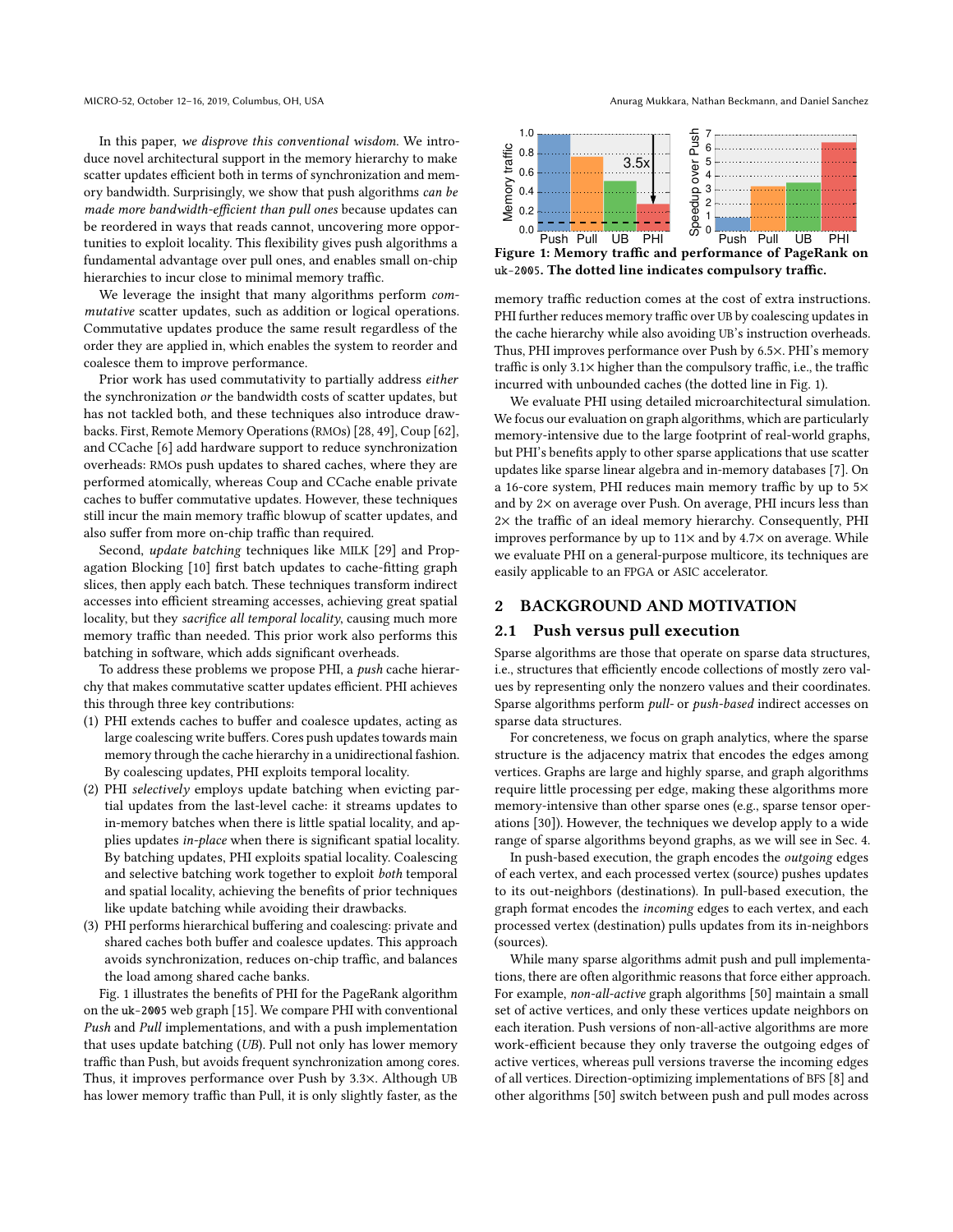In this paper, *we disprove this conventional wisdom.* We introduce novel architectural support in the memory hierarchy to make scatter updates efficient both in terms of synchronization and memory bandwidth. Surprisingly, we show that push algorithms *can be made more bandwidth-efficient than pull ones* because updates can be reordered in ways that reads cannot, uncovering more opportunities to exploit locality. This flexibility gives push algorithms a fundamental advantage over pull ones, and enables small on-chip hierarchies to incur close to minimal memory traffic.

We leverage the insight that many algorithms perform *commutative* scatter updates, such as addition or logical operations. Commutative updates produce the same result regardless of the order they are applied in, which enables the system to reorder and coalesce them to improve performance.

Prior work has used commutativity to partially address *either* the synchronization *or* the bandwidth costs of scatter updates, but has not tackled both, and these techniques also introduce drawbacks. First, Remote Memory Operations (RMOs) [28, 49], Coup [62], and CCache [6] add hardware support to reduce synchronization overheads: RMOs push updates to shared caches, where they are performed atomically, whereas Coup and CCache enable private caches to buffer commutative updates. However, these techniques still incur the main memory traffic blowup of scatter updates, and also suffer from more on-chip traffic than required.

Second, *update batching* techniques like MILK [29] and Propagation Blocking [10] first batch updates to cache-fitting graph slices, then apply each batch. These techniques transform indirect accesses into efficient streaming accesses, achieving great spatial locality, but they *sacrifice all temporal locality*, causing much more memory traffic than needed. This prior work also performs this batching in software, which adds significant overheads.

To address these problems we propose PHI, a *push* cache hierarchy that makes commutative scatter updates efficient. PHI achieves this through three key contributions:

(1) PHI extends caches to buffer and coalesce updates, acting as large coalescing write buffers. Cores push updates towards main memory through the cache hierarchy in a unidirectional fashion. By coalescing updates, PHI exploits temporal locality.
(2) PHI *selectively* employs update batching when evicting partial updates from the last-level cache: it streams updates to in-memory batches when there is little spatial locality, and applies updates *in-place* when there is significant spatial locality. By batching updates, PHI exploits spatial locality. Coalescing and selective batching work together to exploit *both* temporal and spatial locality, achieving the benefits of prior techniques like update batching while avoiding their drawbacks.
(3) PHI performs hierarchical buffering and coalescing: private and shared caches both buffer and coalesce updates. This approach avoids synchronization, reduces on-chip traffic, and balances the load among shared cache banks.

Fig. 1 illustrates the benefits of PHI for the PageRank algorithm on the `uk-2005` web graph [15]. We compare PHI with conventional *Push* and *Pull* implementations, and with a push implementation that uses update batching (*UB*). Pull not only has lower memory traffic than Push, but avoids frequent synchronization among cores. Thus, it improves performance over Push by 3.3×. Although UB has lower memory traffic than Pull, it is only slightly faster, as the memory traffic reduction comes at the cost of extra instructions. PHI further reduces memory traffic over UB by coalescing updates in the cache hierarchy while also avoiding UB's instruction overheads. Thus, PHI improves performance over Push by 6.5×. PHI's memory traffic is only 3.1× higher than the compulsory traffic, i.e., the traffic incurred with unbounded caches (the dotted line in Fig. 1).

**Figure 1: Memory traffic and performance of PageRank on `uk-2005`. The dotted line indicates compulsory traffic.**

We evaluate PHI using detailed microarchitectural simulation. We focus our evaluation on graph algorithms, which are particularly memory-intensive due to the large footprint of real-world graphs, but PHI's benefits apply to other sparse applications that use scatter updates like sparse linear algebra and in-memory databases [7]. On a 16-core system, PHI reduces main memory traffic by up to 5× and by 2× on average over Push. On average, PHI incurs less than 2× the traffic of an ideal memory hierarchy. Consequently, PHI improves performance by up to 11× and by 4.7× on average. While we evaluate PHI on a general-purpose multicore, its techniques are easily applicable to an FPGA or ASIC accelerator.

## 2 BACKGROUND AND MOTIVATION

### 2.1 Push versus pull execution

Sparse algorithms are those that operate on sparse data structures, i.e., structures that efficiently encode collections of mostly zero values by representing only the nonzero values and their coordinates. Sparse algorithms perform *pull-* or *push-based* indirect accesses on sparse data structures.

For concreteness, we focus on graph analytics, where the sparse structure is the adjacency matrix that encodes the edges among vertices. Graphs are large and highly sparse, and graph algorithms require little processing per edge, making these algorithms more memory-intensive than other sparse ones (e.g., sparse tensor operations [30]). However, the techniques we develop apply to a wide range of sparse algorithms beyond graphs, as we will see in Sec. 4.

In push-based execution, the graph encodes the *outgoing* edges of each vertex, and each processed vertex (source) pushes updates to its out-neighbors (destinations). In pull-based execution, the graph format encodes the *incoming* edges to each vertex, and each processed vertex (destination) pulls updates from its in-neighbors (sources).

While many sparse algorithms admit push and pull implementations, there are often algorithmic reasons that force either approach. For example, *non-all-active* graph algorithms [50] maintain a small set of active vertices, and only these vertices update neighbors on each iteration. Push versions of non-all-active algorithms are more work-efficient because they only traverse the outgoing edges of active vertices, whereas pull versions traverse the incoming edges of all vertices. Direction-optimizing implementations of BFS [8] and other algorithms [50] switch between push and pull modes across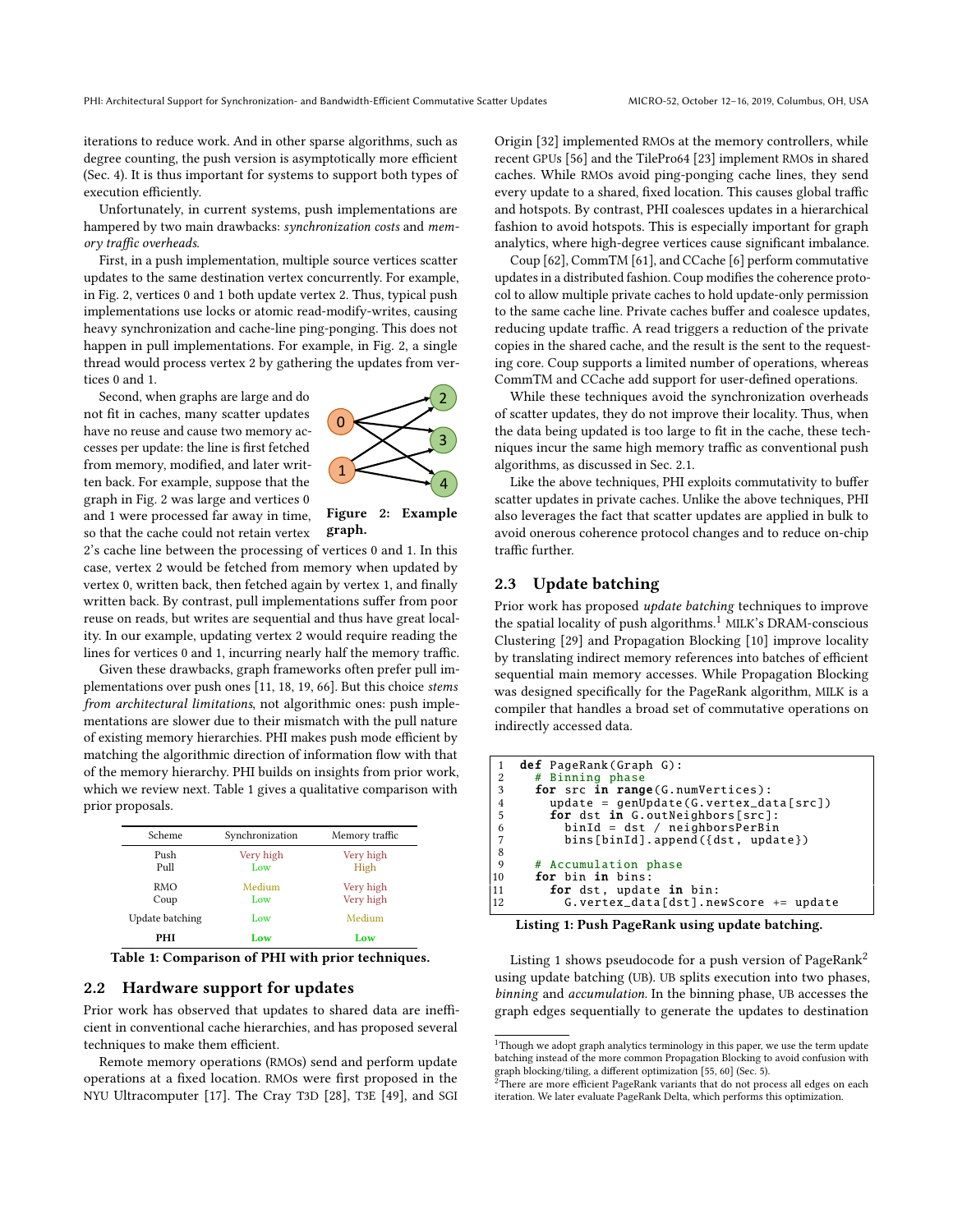iterations to reduce work. And in other sparse algorithms, such as degree counting, the push version is asymptotically more efficient (Sec. 4). It is thus important for systems to support both types of execution efficiently.

Unfortunately, in current systems, push implementations are hampered by two main drawbacks: *synchronization costs* and *memory traffic overheads*.

First, in a push implementation, multiple source vertices scatter updates to the same destination vertex concurrently. For example, in Fig. 2, vertices 0 and 1 both update vertex 2. Thus, typical push implementations use locks or atomic read-modify-writes, causing heavy synchronization and cache-line ping-ponging. This does not happen in pull implementations. For example, in Fig. 2, a single thread would process vertex 2 by gathering the updates from vertices 0 and 1.

Second, when graphs are large and do not fit in caches, many scatter updates have no reuse and cause two memory accesses per update: the line is first fetched from memory, modified, and later written back. For example, suppose that the graph in Fig. 2 was large and vertices 0 and 1 were processed far away in time, so that the cache could not retain vertex 2's cache line between the processing of vertices 0 and 1. In this case, vertex 2 would be fetched from memory when updated by vertex 0, written back, then fetched again by vertex 1, and finally written back. By contrast, pull implementations suffer from poor reuse on reads, but writes are sequential and thus have great locality. In our example, updating vertex 2 would require reading the lines for vertices 0 and 1, incurring nearly half the memory traffic.

**Figure 2: Example graph.**

Given these drawbacks, graph frameworks often prefer pull implementations over push ones [11, 18, 19, 66]. But this choice *stems from architectural limitations*, not algorithmic ones: push implementations are slower due to their mismatch with the pull nature of existing memory hierarchies. PHI makes push mode efficient by matching the algorithmic direction of information flow with that of the memory hierarchy. PHI builds on insights from prior work, which we review next. Table 1 gives a qualitative comparison with prior proposals.

| Scheme | Synchronization | Memory traffic |
|---|---|---|
| Push | Very high | Very high |
| Pull | Low | High |
| RMO | Medium | Very high |
| Coup | Low | Very high |
| Update batching | Low | Medium |
| **PHI** | **Low** | **Low** |

**Table 1: Comparison of PHI with prior techniques.**

## 2.2 Hardware support for updates

Prior work has observed that updates to shared data are inefficient in conventional cache hierarchies, and has proposed several techniques to make them efficient.

Remote memory operations (RMOs) send and perform update operations at a fixed location. RMOs were first proposed in the NYU Ultracomputer [17]. The Cray T3D [28], T3E [49], and SGI Origin [32] implemented RMOs at the memory controllers, while recent GPUs [56] and the TilePro64 [23] implement RMOs in shared caches. While RMOs avoid ping-ponging cache lines, they send every update to a shared, fixed location. This causes global traffic and hotspots. By contrast, PHI coalesces updates in a hierarchical fashion to avoid hotspots. This is especially important for graph analytics, where high-degree vertices cause significant imbalance.

Coup [62], CommTM [61], and CCache [6] perform commutative updates in a distributed fashion. Coup modifies the coherence protocol to allow multiple private caches to hold update-only permission to the same cache line. Private caches buffer and coalesce updates, reducing update traffic. A read triggers a reduction of the private copies in the shared cache, and the result is the sent to the requesting core. Coup supports a limited number of operations, whereas CommTM and CCache add support for user-defined operations.

While these techniques avoid the synchronization overheads of scatter updates, they do not improve their locality. Thus, when the data being updated is too large to fit in the cache, these techniques incur the same high memory traffic as conventional push algorithms, as discussed in Sec. 2.1.

Like the above techniques, PHI exploits commutativity to buffer scatter updates in private caches. Unlike the above techniques, PHI also leverages the fact that scatter updates are applied in bulk to avoid onerous coherence protocol changes and to reduce on-chip traffic further.

## 2.3 Update batching

Prior work has proposed *update batching* techniques to improve the spatial locality of push algorithms.[1] MILK's DRAM-conscious Clustering [29] and Propagation Blocking [10] improve locality by translating indirect memory references into batches of efficient sequential main memory accesses. While Propagation Blocking was designed specifically for the PageRank algorithm, MILK is a compiler that handles a broad set of commutative operations on indirectly accessed data.

```
1  def PageRank(Graph G):
2    # Binning phase
3    for src in range(G.numVertices):
4      update = genUpdate(G.vertex_data[src])
5      for dst in G.outNeighbors[src]:
6        binId = dst / neighborsPerBin
7        bins[binId].append({dst, update})
8
9    # Accumulation phase
10   for bin in bins:
11     for dst, update in bin:
12       G.vertex_data[dst].newScore += update
```

**Listing 1: Push PageRank using update batching.**

Listing 1 shows pseudocode for a push version of PageRank[2] using update batching (UB). UB splits execution into two phases, *binning* and *accumulation*. In the binning phase, UB accesses the graph edges sequentially to generate the updates to destination

[1] Though we adopt graph analytics terminology in this paper, we use the term update batching instead of the more common Propagation Blocking to avoid confusion with graph blocking/tiling, a different optimization [55, 60] (Sec. 5).

[2] There are more efficient PageRank variants that do not process all edges on each iteration. We later evaluate PageRank Delta, which performs this optimization.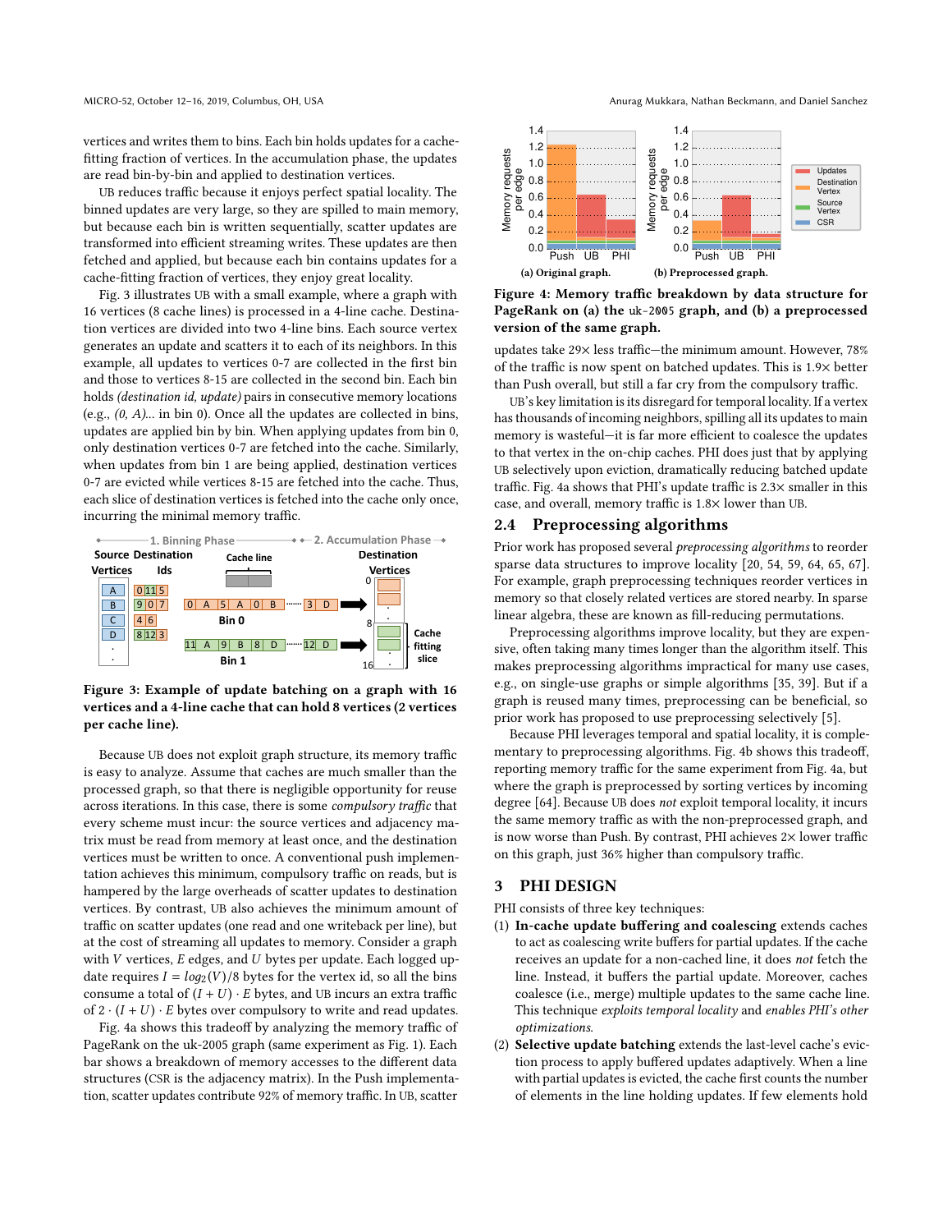vertices and writes them to bins. Each bin holds updates for a cache-fitting fraction of vertices. In the accumulation phase, the updates are read bin-by-bin and applied to destination vertices.

UB reduces traffic because it enjoys perfect spatial locality. The binned updates are very large, so they are spilled to main memory, but because each bin is written sequentially, scatter updates are transformed into efficient streaming writes. These updates are then fetched and applied, but because each bin contains updates for a cache-fitting fraction of vertices, they enjoy great locality.

Fig. 3 illustrates UB with a small example, where a graph with 16 vertices (8 cache lines) is processed in a 4-line cache. Destination vertices are divided into two 4-line bins. Each source vertex generates an update and scatters it to each of its neighbors. In this example, all updates to vertices 0-7 are collected in the first bin and those to vertices 8-15 are collected in the second bin. Each bin holds *(destination id, update)* pairs in consecutive memory locations (e.g., *(0, A)...* in bin 0). Once all the updates are collected in bins, updates are applied bin by bin. When applying updates from bin 0, only destination vertices 0-7 are fetched into the cache. Similarly, when updates from bin 1 are being applied, destination vertices 0-7 are evicted while vertices 8-15 are fetched into the cache. Thus, each slice of destination vertices is fetched into the cache only once, incurring the minimal memory traffic.

**Figure 3: Example of update batching on a graph with 16 vertices and a 4-line cache that can hold 8 vertices (2 vertices per cache line).**

Because UB does not exploit graph structure, its memory traffic is easy to analyze. Assume that caches are much smaller than the processed graph, so that there is negligible opportunity for reuse across iterations. In this case, there is some *compulsory traffic* that every scheme must incur: the source vertices and adjacency matrix must be read from memory at least once, and the destination vertices must be written to once. A conventional push implementation achieves this minimum, compulsory traffic on reads, but is hampered by the large overheads of scatter updates to destination vertices. By contrast, UB also achieves the minimum amount of traffic on scatter updates (one read and one writeback per line), but at the cost of streaming all updates to memory. Consider a graph with $V$ vertices, $E$ edges, and $U$ bytes per update. Each logged update requires $I = log_2(V)/8$ bytes for the vertex id, so all the bins consume a total of $(I + U) \cdot E$ bytes, and UB incurs an extra traffic of $2 \cdot (I + U) \cdot E$ bytes over compulsory to write and read updates.

Fig. 4a shows this tradeoff by analyzing the memory traffic of PageRank on the uk-2005 graph (same experiment as Fig. 1). Each bar shows a breakdown of memory accesses to the different data structures (CSR is the adjacency matrix). In the Push implementation, scatter updates contribute 92% of memory traffic. In UB, scatter updates take 29× less traffic—the minimum amount. However, 78% of the traffic is now spent on batched updates. This is 1.9× better than Push overall, but still a far cry from the compulsory traffic.

**Figure 4: Memory traffic breakdown by data structure for PageRank on (a) the uk-2005 graph, and (b) a preprocessed version of the same graph.**

UB's key limitation is its disregard for temporal locality. If a vertex has thousands of incoming neighbors, spilling all its updates to main memory is wasteful—it is far more efficient to coalesce the updates to that vertex in the on-chip caches. PHI does just that by applying UB selectively upon eviction, dramatically reducing batched update traffic. Fig. 4a shows that PHI's update traffic is 2.3× smaller in this case, and overall, memory traffic is 1.8× lower than UB.

## 2.4 Preprocessing algorithms

Prior work has proposed several *preprocessing algorithms* to reorder sparse data structures to improve locality [20, 54, 59, 64, 65, 67]. For example, graph preprocessing techniques reorder vertices in memory so that closely related vertices are stored nearby. In sparse linear algebra, these are known as fill-reducing permutations.

Preprocessing algorithms improve locality, but they are expensive, often taking many times longer than the algorithm itself. This makes preprocessing algorithms impractical for many use cases, e.g., on single-use graphs or simple algorithms [35, 39]. But if a graph is reused many times, preprocessing can be beneficial, so prior work has proposed to use preprocessing selectively [5].

Because PHI leverages temporal and spatial locality, it is complementary to preprocessing algorithms. Fig. 4b shows this tradeoff, reporting memory traffic for the same experiment from Fig. 4a, but where the graph is preprocessed by sorting vertices by incoming degree [64]. Because UB does *not* exploit temporal locality, it incurs the same memory traffic as with the non-preprocessed graph, and is now worse than Push. By contrast, PHI achieves 2× lower traffic on this graph, just 36% higher than compulsory traffic.

# 3 PHI DESIGN

PHI consists of three key techniques:

(1) **In-cache update buffering and coalescing** extends caches to act as coalescing write buffers for partial updates. If the cache receives an update for a non-cached line, it does *not* fetch the line. Instead, it buffers the partial update. Moreover, caches coalesce (i.e., merge) multiple updates to the same cache line. This technique *exploits temporal locality* and *enables PHI's other optimizations.*
(2) **Selective update batching** extends the last-level cache's eviction process to apply buffered updates adaptively. When a line with partial updates is evicted, the cache first counts the number of elements in the line holding updates. If few elements hold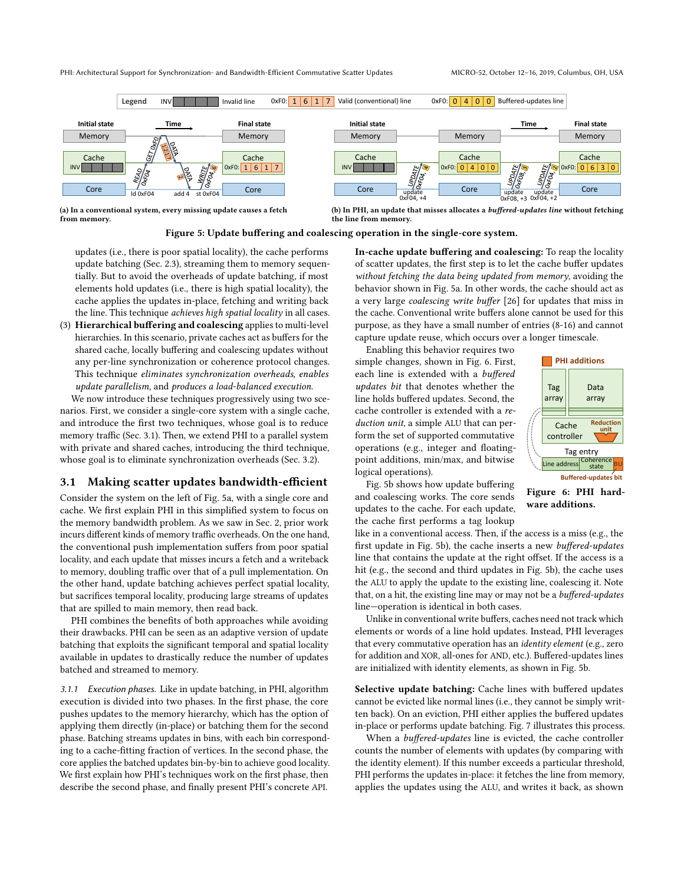Figure 5: Update buffering and coalescing operation in the single-core system.

(a) In a conventional system, every missing update causes a fetch from memory.

(b) In PHI, an update that misses allocates a *buffered-updates line* without fetching the line from memory.

updates (i.e., there is poor spatial locality), the cache performs update batching (Sec. 2.3), streaming them to memory sequentially. But to avoid the overheads of update batching, if most elements hold updates (i.e., there is high spatial locality), the cache applies the updates in-place, fetching and writing back the line. This technique *achieves high spatial locality* in all cases.

(3) **Hierarchical buffering and coalescing** applies to multi-level hierarchies. In this scenario, private caches act as buffers for the shared cache, locally buffering and coalescing updates without any per-line synchronization or coherence protocol changes. This technique *eliminates synchronization overheads*, *enables update parallelism*, and *produces a load-balanced execution.*

We now introduce these techniques progressively using two scenarios. First, we consider a single-core system with a single cache, and introduce the first two techniques, whose goal is to reduce memory traffic (Sec. 3.1). Then, we extend PHI to a parallel system with private and shared caches, introducing the third technique, whose goal is to eliminate synchronization overheads (Sec. 3.2).

## 3.1 Making scatter updates bandwidth-efficient

Consider the system on the left of Fig. 5a, with a single core and cache. We first explain PHI in this simplified system to focus on the memory bandwidth problem. As we saw in Sec. 2, prior work incurs different kinds of memory traffic overheads. On the one hand, the conventional push implementation suffers from poor spatial locality, and each update that misses incurs a fetch and a writeback to memory, doubling traffic over that of a pull implementation. On the other hand, update batching achieves perfect spatial locality, but sacrifices temporal locality, producing large streams of updates that are spilled to main memory, then read back.

PHI combines the benefits of both approaches while avoiding their drawbacks. PHI can be seen as an adaptive version of update batching that exploits the significant temporal and spatial locality available in updates to drastically reduce the number of updates batched and streamed to memory.

*3.1.1 Execution phases.* Like in update batching, in PHI, algorithm execution is divided into two phases. In the first phase, the core pushes updates to the memory hierarchy, which has the option of applying them directly (in-place) or batching them for the second phase. Batching streams updates in bins, with each bin corresponding to a cache-fitting fraction of vertices. In the second phase, the core applies the batched updates bin-by-bin to achieve good locality. We first explain how PHI's techniques work on the first phase, then describe the second phase, and finally present PHI's concrete API.

**In-cache update buffering and coalescing:** To reap the locality of scatter updates, the first step is to let the cache buffer updates *without fetching the data being updated from memory*, avoiding the behavior shown in Fig. 5a. In other words, the cache should act as a very large *coalescing write buffer* [26] for updates that miss in the cache. Conventional write buffers alone cannot be used for this purpose, as they have a small number of entries (8-16) and cannot capture update reuse, which occurs over a longer timescale.

Enabling this behavior requires two simple changes, shown in Fig. 6. First, each line is extended with a *buffered updates bit* that denotes whether the line holds buffered updates. Second, the cache controller is extended with a *reduction unit*, a simple ALU that can perform the set of supported commutative operations (e.g., integer and floating-point additions, min/max, and bitwise logical operations).

Figure 6: PHI hardware additions.

Fig. 5b shows how update buffering and coalescing works. The core sends updates to the cache. For each update, the cache first performs a tag lookup like in a conventional access. Then, if the access is a miss (e.g., the first update in Fig. 5b), the cache inserts a new *buffered-updates* line that contains the update at the right offset. If the access is a hit (e.g., the second and third updates in Fig. 5b), the cache uses the ALU to apply the update to the existing line, coalescing it. Note that, on a hit, the existing line may or may not be a *buffered-updates* line—operation is identical in both cases.

Unlike in conventional write buffers, caches need not track which elements or words of a line hold updates. Instead, PHI leverages that every commutative operation has an *identity element* (e.g., zero for addition and XOR, all-ones for AND, etc.). Buffered-updates lines are initialized with identity elements, as shown in Fig. 5b.

**Selective update batching:** Cache lines with buffered updates cannot be evicted like normal lines (i.e., they cannot be simply written back). On an eviction, PHI either applies the buffered updates in-place or performs update batching. Fig. 7 illustrates this process.

When a *buffered-updates* line is evicted, the cache controller counts the number of elements with updates (by comparing with the identity element). If this number exceeds a particular threshold, PHI performs the updates in-place: it fetches the line from memory, applies the updates using the ALU, and writes it back, as shown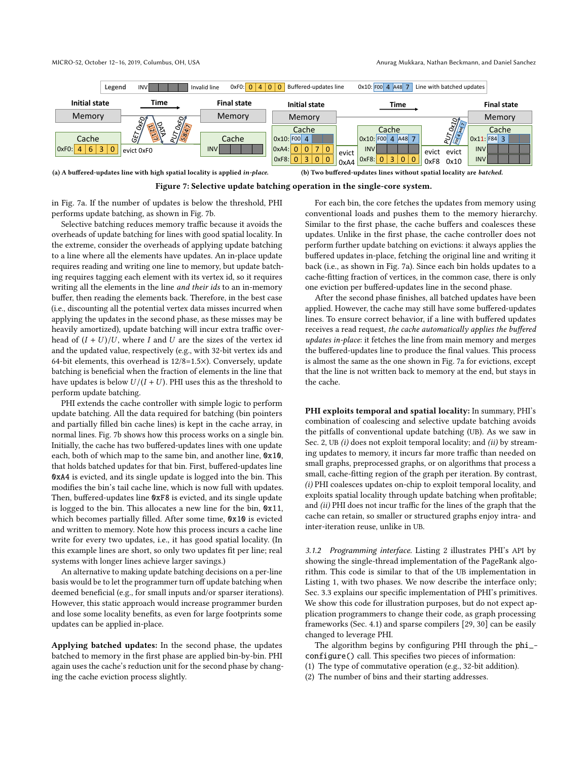(a) A buffered-updates line with high spatial locality is applied *in-place.*

(b) Two buffered-updates lines without spatial locality are *batched.*

**Figure 7: Selective update batching operation in the single-core system.**

in Fig. 7a. If the number of updates is below the threshold, PHI performs update batching, as shown in Fig. 7b.

Selective batching reduces memory traffic because it avoids the overheads of update batching for lines with good spatial locality. In the extreme, consider the overheads of applying update batching to a line where all the elements have updates. An in-place update requires reading and writing one line to memory, but update batching requires tagging each element with its vertex id, so it requires writing all the elements in the line *and their ids* to an in-memory buffer, then reading the elements back. Therefore, in the best case (i.e., discounting all the potential vertex data misses incurred when applying the updates in the second phase, as these misses may be heavily amortized), update batching will incur extra traffic overhead of $(I + U)/U$, where $I$ and $U$ are the sizes of the vertex id and the updated value, respectively (e.g., with 32-bit vertex ids and 64-bit elements, this overhead is 12/8=1.5×). Conversely, update batching is beneficial when the fraction of elements in the line that have updates is below $U/(I + U)$. PHI uses this as the threshold to perform update batching.

PHI extends the cache controller with simple logic to perform update batching. All the data required for batching (bin pointers and partially filled bin cache lines) is kept in the cache array, in normal lines. Fig. 7b shows how this process works on a single bin. Initially, the cache has two buffered-updates lines with one update each, both of which map to the same bin, and another line, `0x10`, that holds batched updates for that bin. First, buffered-updates line `0xA4` is evicted, and its single update is logged into the bin. This modifies the bin's tail cache line, which is now full with updates. Then, buffered-updates line `0xF8` is evicted, and its single update is logged to the bin. This allocates a new line for the bin, `0x11`, which becomes partially filled. After some time, `0x10` is evicted and written to memory. Note how this process incurs a cache line write for every two updates, i.e., it has good spatial locality. (In this example lines are short, so only two updates fit per line; real systems with longer lines achieve larger savings.)

An alternative to making update batching decisions on a per-line basis would be to let the programmer turn off update batching when deemed beneficial (e.g., for small inputs and/or sparser iterations). However, this static approach would increase programmer burden and lose some locality benefits, as even for large footprints some updates can be applied in-place.

**Applying batched updates:** In the second phase, the updates batched to memory in the first phase are applied bin-by-bin. PHI again uses the cache's reduction unit for the second phase by changing the cache eviction process slightly.

For each bin, the core fetches the updates from memory using conventional loads and pushes them to the memory hierarchy. Similar to the first phase, the cache buffers and coalesces these updates. Unlike in the first phase, the cache controller does not perform further update batching on evictions: it always applies the buffered updates in-place, fetching the original line and writing it back (i.e., as shown in Fig. 7a). Since each bin holds updates to a cache-fitting fraction of vertices, in the common case, there is only one eviction per buffered-updates line in the second phase.

After the second phase finishes, all batched updates have been applied. However, the cache may still have some buffered-updates lines. To ensure correct behavior, if a line with buffered updates receives a read request, *the cache automatically applies the buffered updates in-place*: it fetches the line from main memory and merges the buffered-updates line to produce the final values. This process is almost the same as the one shown in Fig. 7a for evictions, except that the line is not written back to memory at the end, but stays in the cache.

**PHI exploits temporal and spatial locality:** In summary, PHI's combination of coalescing and selective update batching avoids the pitfalls of conventional update batching (UB). As we saw in Sec. 2, UB *(i)* does not exploit temporal locality; and *(ii)* by streaming updates to memory, it incurs far more traffic than needed on small graphs, preprocessed graphs, or on algorithms that process a small, cache-fitting region of the graph per iteration. By contrast, *(i)* PHI coalesces updates on-chip to exploit temporal locality, and exploits spatial locality through update batching when profitable; and *(ii)* PHI does not incur traffic for the lines of the graph that the cache can retain, so smaller or structured graphs enjoy intra- and inter-iteration reuse, unlike in UB.

#### 3.1.2 Programming interface.

Listing 2 illustrates PHI's API by showing the single-thread implementation of the PageRank algorithm. This code is similar to that of the UB implementation in Listing 1, with two phases. We now describe the interface only; Sec. 3.3 explains our specific implementation of PHI's primitives. We show this code for illustration purposes, but do not expect application programmers to change their code, as graph processing frameworks (Sec. 4.1) and sparse compilers [29, 30] can be easily changed to leverage PHI.

The algorithm begins by configuring PHI through the `phi_configure()` call. This specifies two pieces of information:

(1) The type of commutative operation (e.g., 32-bit addition).
(2) The number of bins and their starting addresses.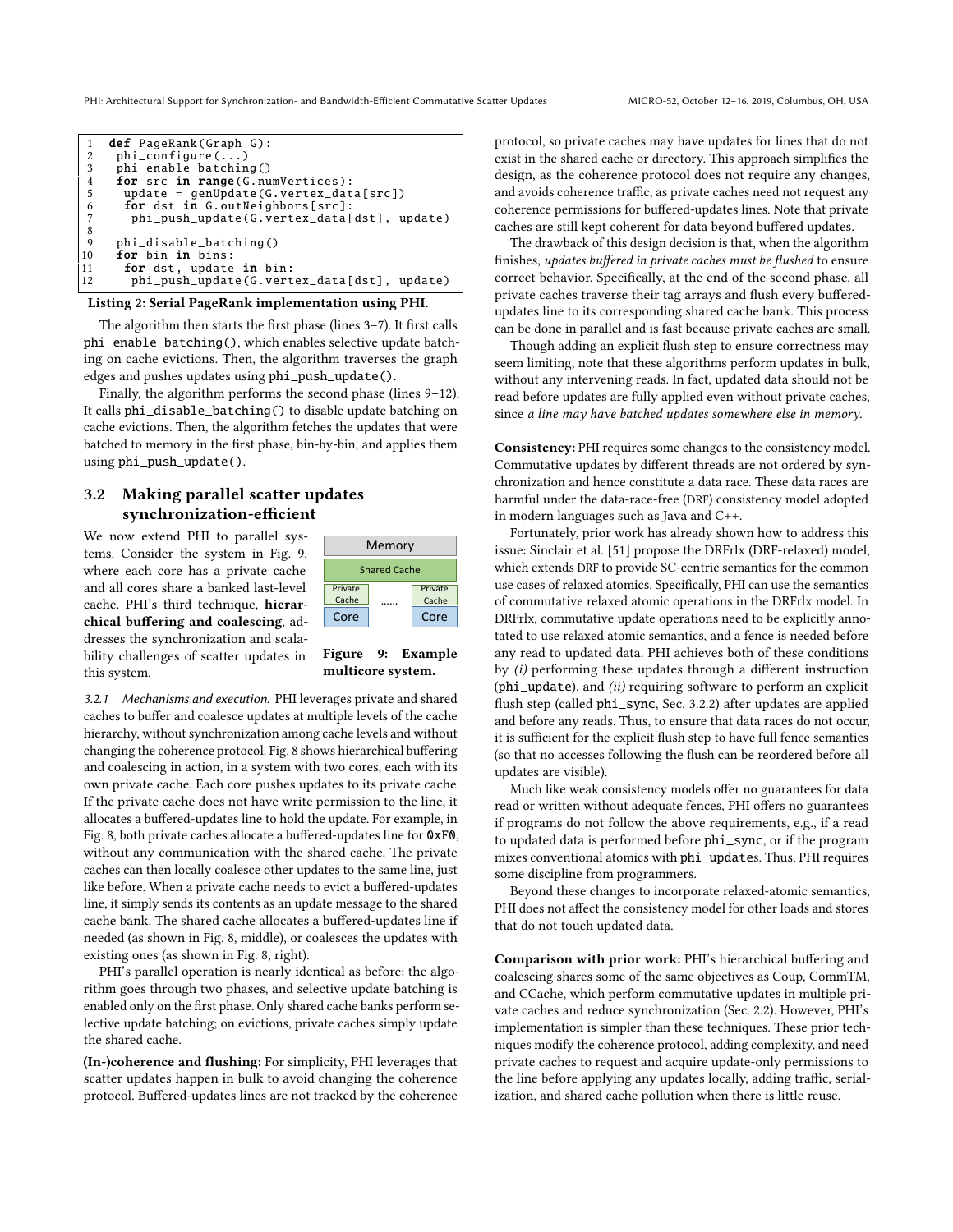```
1  def PageRank(Graph G):
2   phi_configure(...)
3   phi_enable_batching()
4   for src in range(G.numVertices):
5    update = genUpdate(G.vertex_data[src])
6    for dst in G.outNeighbors[src]:
7     phi_push_update(G.vertex_data[dst], update)
8
9   phi_disable_batching()
10  for bin in bins:
11   for dst, update in bin:
12    phi_push_update(G.vertex_data[dst], update)
```

**Listing 2: Serial PageRank implementation using PHI.**

The algorithm then starts the first phase (lines 3–7). It first calls `phi_enable_batching()`, which enables selective update batching on cache evictions. Then, the algorithm traverses the graph edges and pushes updates using `phi_push_update()`.

Finally, the algorithm performs the second phase (lines 9–12). It calls `phi_disable_batching()` to disable update batching on cache evictions. Then, the algorithm fetches the updates that were batched to memory in the first phase, bin-by-bin, and applies them using `phi_push_update()`.

## 3.2 Making parallel scatter updates synchronization-efficient

We now extend PHI to parallel systems. Consider the system in Fig. 9, where each core has a private cache and all cores share a banked last-level cache. PHI's third technique, **hierarchical buffering and coalescing**, addresses the synchronization and scalability challenges of scatter updates in this system.

| Memory | | |
|---|---|---|
| Shared Cache | | |
| Private Cache | ...... | Private Cache |
| Core | | Core |

**Figure 9: Example multicore system.**

*3.2.1 Mechanisms and execution.* PHI leverages private and shared caches to buffer and coalesce updates at multiple levels of the cache hierarchy, without synchronization among cache levels and without changing the coherence protocol. Fig. 8 shows hierarchical buffering and coalescing in action, in a system with two cores, each with its own private cache. Each core pushes updates to its private cache. If the private cache does not have write permission to the line, it allocates a buffered-updates line to hold the update. For example, in Fig. 8, both private caches allocate a buffered-updates line for `0xF0`, without any communication with the shared cache. The private caches can then locally coalesce other updates to the same line, just like before. When a private cache needs to evict a buffered-updates line, it simply sends its contents as an update message to the shared cache bank. The shared cache allocates a buffered-updates line if needed (as shown in Fig. 8, middle), or coalesces the updates with existing ones (as shown in Fig. 8, right).

PHI's parallel operation is nearly identical as before: the algorithm goes through two phases, and selective update batching is enabled only on the first phase. Only shared cache banks perform selective update batching; on evictions, private caches simply update the shared cache.

**(In-)coherence and flushing:** For simplicity, PHI leverages that scatter updates happen in bulk to avoid changing the coherence protocol. Buffered-updates lines are not tracked by the coherence protocol, so private caches may have updates for lines that do not exist in the shared cache or directory. This approach simplifies the design, as the coherence protocol does not require any changes, and avoids coherence traffic, as private caches need not request any coherence permissions for buffered-updates lines. Note that private caches are still kept coherent for data beyond buffered updates.

The drawback of this design decision is that, when the algorithm finishes, *updates buffered in private caches must be flushed* to ensure correct behavior. Specifically, at the end of the second phase, all private caches traverse their tag arrays and flush every buffered-updates line to its corresponding shared cache bank. This process can be done in parallel and is fast because private caches are small.

Though adding an explicit flush step to ensure correctness may seem limiting, note that these algorithms perform updates in bulk, without any intervening reads. In fact, updated data should not be read before updates are fully applied even without private caches, since *a line may have batched updates somewhere else in memory.*

**Consistency:** PHI requires some changes to the consistency model. Commutative updates by different threads are not ordered by synchronization and hence constitute a data race. These data races are harmful under the data-race-free (DRF) consistency model adopted in modern languages such as Java and C++.

Fortunately, prior work has already shown how to address this issue: Sinclair et al. [51] propose the DRFrlx (DRF-relaxed) model, which extends DRF to provide SC-centric semantics for the common use cases of relaxed atomics. Specifically, PHI can use the semantics of commutative relaxed atomic operations in the DRFrlx model. In DRFrlx, commutative update operations need to be explicitly annotated to use relaxed atomic semantics, and a fence is needed before any read to updated data. PHI achieves both of these conditions by *(i)* performing these updates through a different instruction (`phi_update`), and *(ii)* requiring software to perform an explicit flush step (called `phi_sync`, Sec. 3.2.2) after updates are applied and before any reads. Thus, to ensure that data races do not occur, it is sufficient for the explicit flush step to have full fence semantics (so that no accesses following the flush can be reordered before all updates are visible).

Much like weak consistency models offer no guarantees for data read or written without adequate fences, PHI offers no guarantees if programs do not follow the above requirements, e.g., if a read to updated data is performed before `phi_sync`, or if the program mixes conventional atomics with `phi_update`s. Thus, PHI requires some discipline from programmers.

Beyond these changes to incorporate relaxed-atomic semantics, PHI does not affect the consistency model for other loads and stores that do not touch updated data.

**Comparison with prior work:** PHI's hierarchical buffering and coalescing shares some of the same objectives as Coup, CommTM, and CCache, which perform commutative updates in multiple private caches and reduce synchronization (Sec. 2.2). However, PHI's implementation is simpler than these techniques. These prior techniques modify the coherence protocol, adding complexity, and need private caches to request and acquire update-only permissions to the line before applying any updates locally, adding traffic, serialization, and shared cache pollution when there is little reuse.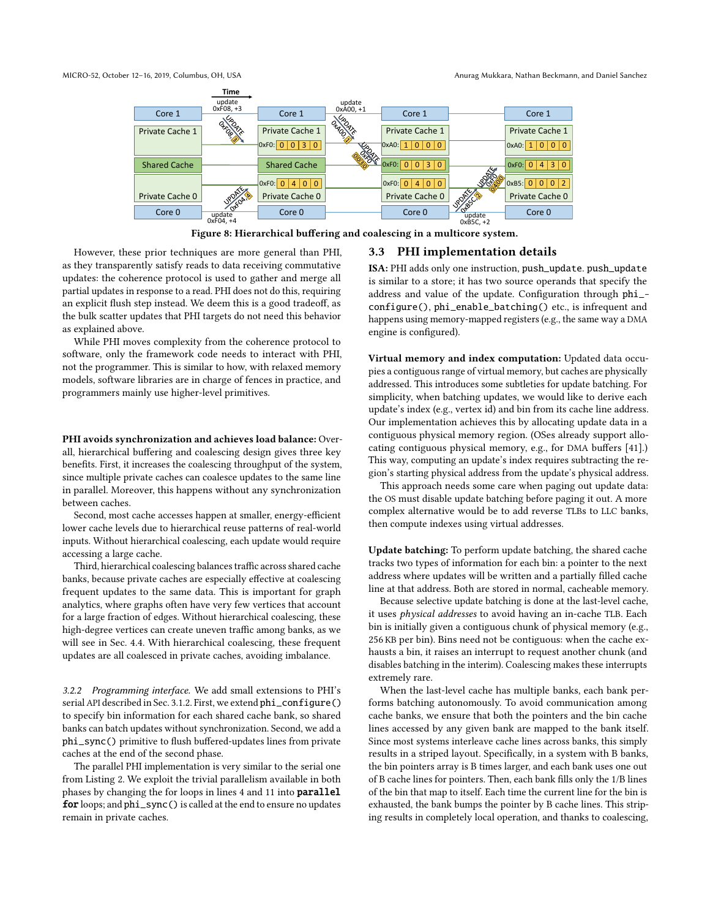Figure 8: Hierarchical buffering and coalescing in a multicore system.

However, these prior techniques are more general than PHI, as they transparently satisfy reads to data receiving commutative updates: the coherence protocol is used to gather and merge all partial updates in response to a read. PHI does not do this, requiring an explicit flush step instead. We deem this is a good tradeoff, as the bulk scatter updates that PHI targets do not need this behavior as explained above.

While PHI moves complexity from the coherence protocol to software, only the framework code needs to interact with PHI, not the programmer. This is similar to how, with relaxed memory models, software libraries are in charge of fences in practice, and programmers mainly use higher-level primitives.

**PHI avoids synchronization and achieves load balance:** Overall, hierarchical buffering and coalescing design gives three key benefits. First, it increases the coalescing throughput of the system, since multiple private caches can coalesce updates to the same line in parallel. Moreover, this happens without any synchronization between caches.

Second, most cache accesses happen at smaller, energy-efficient lower cache levels due to hierarchical reuse patterns of real-world inputs. Without hierarchical coalescing, each update would require accessing a large cache.

Third, hierarchical coalescing balances traffic across shared cache banks, because private caches are especially effective at coalescing frequent updates to the same data. This is important for graph analytics, where graphs often have very few vertices that account for a large fraction of edges. Without hierarchical coalescing, these high-degree vertices can create uneven traffic among banks, as we will see in Sec. 4.4. With hierarchical coalescing, these frequent updates are all coalesced in private caches, avoiding imbalance.

*3.2.2 Programming interface.* We add small extensions to PHI's serial API described in Sec. 3.1.2. First, we extend `phi_configure()` to specify bin information for each shared cache bank, so shared banks can batch updates without synchronization. Second, we add a `phi_sync()` primitive to flush buffered-updates lines from private caches at the end of the second phase.

The parallel PHI implementation is very similar to the serial one from Listing 2. We exploit the trivial parallelism available in both phases by changing the for loops in lines 4 and 11 into **`parallel for`** loops; and `phi_sync()` is called at the end to ensure no updates remain in private caches.

## 3.3 PHI implementation details

**ISA:** PHI adds only one instruction, `push_update`. `push_update` is similar to a store; it has two source operands that specify the address and value of the update. Configuration through `phi_configure()`, `phi_enable_batching()` etc., is infrequent and happens using memory-mapped registers (e.g., the same way a DMA engine is configured).

**Virtual memory and index computation:** Updated data occupies a contiguous range of virtual memory, but caches are physically addressed. This introduces some subtleties for update batching. For simplicity, when batching updates, we would like to derive each update's index (e.g., vertex id) and bin from its cache line address. Our implementation achieves this by allocating update data in a contiguous physical memory region. (OSes already support allocating contiguous physical memory, e.g., for DMA buffers [41].) This way, computing an update's index requires subtracting the region's starting physical address from the update's physical address.

This approach needs some care when paging out update data: the OS must disable update batching before paging it out. A more complex alternative would be to add reverse TLBs to LLC banks, then compute indexes using virtual addresses.

**Update batching:** To perform update batching, the shared cache tracks two types of information for each bin: a pointer to the next address where updates will be written and a partially filled cache line at that address. Both are stored in normal, cacheable memory.

Because selective update batching is done at the last-level cache, it uses *physical addresses* to avoid having an in-cache TLB. Each bin is initially given a contiguous chunk of physical memory (e.g., 256 KB per bin). Bins need not be contiguous: when the cache exhausts a bin, it raises an interrupt to request another chunk (and disables batching in the interim). Coalescing makes these interrupts extremely rare.

When the last-level cache has multiple banks, each bank performs batching autonomously. To avoid communication among cache banks, we ensure that both the pointers and the bin cache lines accessed by any given bank are mapped to the bank itself. Since most systems interleave cache lines across banks, this simply results in a striped layout. Specifically, in a system with B banks, the bin pointers array is B times larger, and each bank uses one out of B cache lines for pointers. Then, each bank fills only the 1/B lines of the bin that map to itself. Each time the current line for the bin is exhausted, the bank bumps the pointer by B cache lines. This striping results in completely local operation, and thanks to coalescing,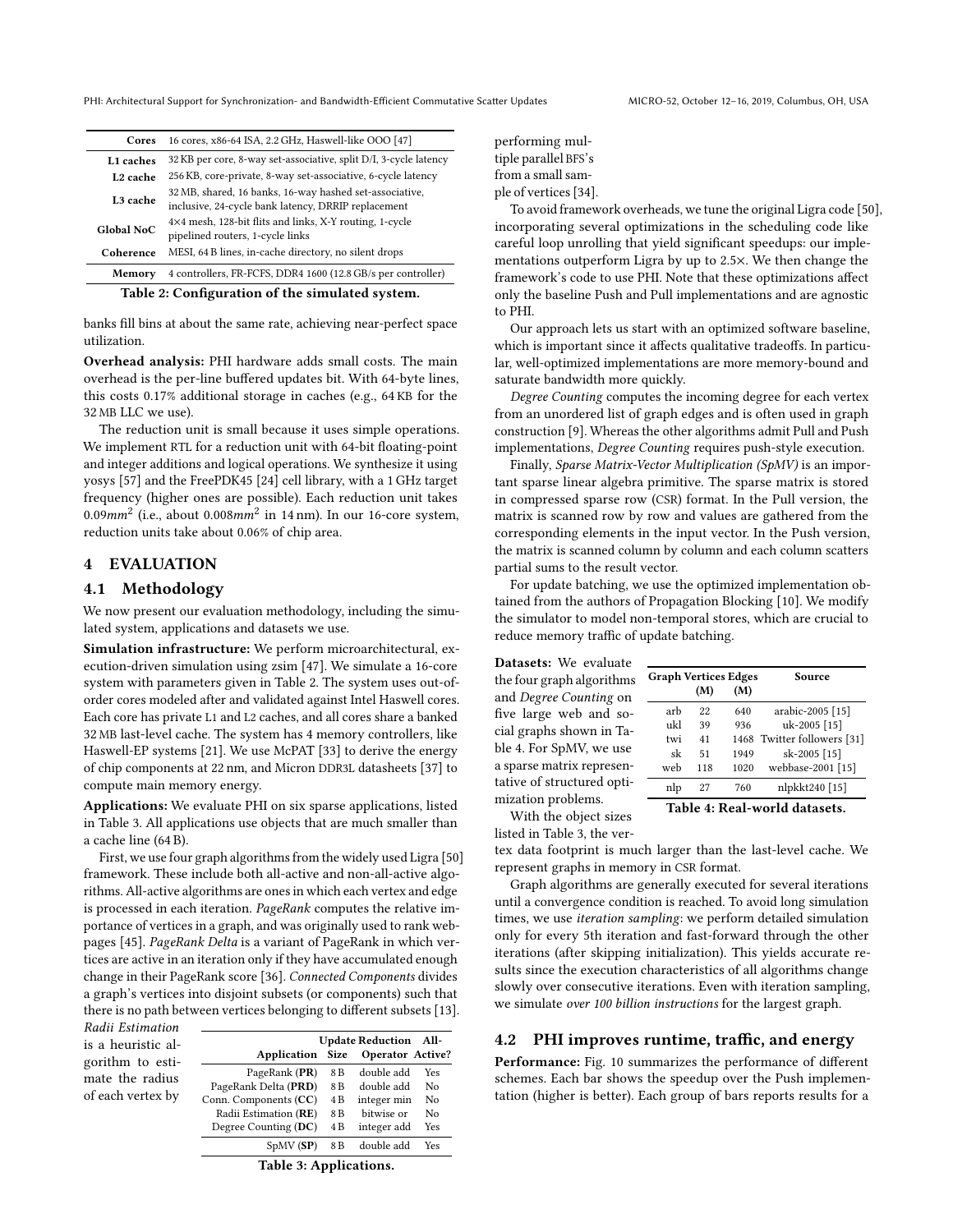| Cores | 16 cores, x86-64 ISA, 2.2 GHz, Haswell-like OOO [47] |
| --- | --- |
| L1 caches | 32 KB per core, 8-way set-associative, split D/I, 3-cycle latency |
| L2 cache | 256 KB, core-private, 8-way set-associative, 6-cycle latency |
| L3 cache | 32 MB, shared, 16 banks, 16-way hashed set-associative, inclusive, 24-cycle bank latency, DRRIP replacement |
| Global NoC | 4×4 mesh, 128-bit flits and links, X-Y routing, 1-cycle pipelined routers, 1-cycle links |
| Coherence | MESI, 64 B lines, in-cache directory, no silent drops |
| Memory | 4 controllers, FR-FCFS, DDR4 1600 (12.8 GB/s per controller) |

**Table 2: Configuration of the simulated system.**

banks fill bins at about the same rate, achieving near-perfect space utilization.

**Overhead analysis:** PHI hardware adds small costs. The main overhead is the per-line buffered updates bit. With 64-byte lines, this costs 0.17% additional storage in caches (e.g., 64 KB for the 32 MB LLC we use).

The reduction unit is small because it uses simple operations. We implement RTL for a reduction unit with 64-bit floating-point and integer additions and logical operations. We synthesize it using yosys [57] and the FreePDK45 [24] cell library, with a 1 GHz target frequency (higher ones are possible). Each reduction unit takes $0.09mm^2$ (i.e., about $0.008mm^2$ in 14 nm). In our 16-core system, reduction units take about 0.06% of chip area.

## 4 EVALUATION

### 4.1 Methodology

We now present our evaluation methodology, including the simulated system, applications and datasets we use.

**Simulation infrastructure:** We perform microarchitectural, execution-driven simulation using zsim [47]. We simulate a 16-core system with parameters given in Table 2. The system uses out-of-order cores modeled after and validated against Intel Haswell cores. Each core has private L1 and L2 caches, and all cores share a banked 32 MB last-level cache. The system has 4 memory controllers, like Haswell-EP systems [21]. We use McPAT [33] to derive the energy of chip components at 22 nm, and Micron DDR3L datasheets [37] to compute main memory energy.

**Applications:** We evaluate PHI on six sparse applications, listed in Table 3. All applications use objects that are much smaller than a cache line (64 B).

First, we use four graph algorithms from the widely used Ligra [50] framework. These include both all-active and non-all-active algorithms. All-active algorithms are ones in which each vertex and edge is processed in each iteration. *PageRank* computes the relative importance of vertices in a graph, and was originally used to rank webpages [45]. *PageRank Delta* is a variant of PageRank in which vertices are active in an iteration only if they have accumulated enough change in their PageRank score [36]. *Connected Components* divides a graph's vertices into disjoint subsets (or components) such that there is no path between vertices belonging to different subsets [13]. *Radii Estimation* is a heuristic algorithm to estimate the radius of each vertex by performing multiple parallel BFS's from a small sample of vertices [34].

| Application | Update Size | Reduction Operator | All-Active? |
| --- | --- | --- | --- |
| PageRank (**PR**) | 8 B | double add | Yes |
| PageRank Delta (**PRD**) | 8 B | double add | No |
| Conn. Components (**CC**) | 4 B | integer min | No |
| Radii Estimation (**RE**) | 8 B | bitwise or | No |
| Degree Counting (**DC**) | 4 B | integer add | Yes |
| SpMV (**SP**) | 8 B | double add | Yes |

**Table 3: Applications.**

To avoid framework overheads, we tune the original Ligra code [50], incorporating several optimizations in the scheduling code like careful loop unrolling that yield significant speedups: our implementations outperform Ligra by up to 2.5×. We then change the framework's code to use PHI. Note that these optimizations affect only the baseline Push and Pull implementations and are agnostic to PHI.

Our approach lets us start with an optimized software baseline, which is important since it affects qualitative tradeoffs. In particular, well-optimized implementations are more memory-bound and saturate bandwidth more quickly.

*Degree Counting* computes the incoming degree for each vertex from an unordered list of graph edges and is often used in graph construction [9]. Whereas the other algorithms admit Pull and Push implementations, *Degree Counting* requires push-style execution.

Finally, *Sparse Matrix-Vector Multiplication (SpMV)* is an important sparse linear algebra primitive. The sparse matrix is stored in compressed sparse row (CSR) format. In the Pull version, the matrix is scanned row by row and values are gathered from the corresponding elements in the input vector. In the Push version, the matrix is scanned column by column and each column scatters partial sums to the result vector.

For update batching, we use the optimized implementation obtained from the authors of Propagation Blocking [10]. We modify the simulator to model non-temporal stores, which are crucial to reduce memory traffic of update batching.

**Datasets:** We evaluate the four graph algorithms and *Degree Counting* on five large web and social graphs shown in Table 4. For SpMV, we use a sparse matrix representative of structured optimization problems.

| Graph | Vertices (M) | Edges (M) | Source |
| --- | --- | --- | --- |
| arb | 22 | 640 | arabic-2005 [15] |
| ukl | 39 | 936 | uk-2005 [15] |
| twi | 41 | 1468 | Twitter followers [31] |
| sk | 51 | 1949 | sk-2005 [15] |
| web | 118 | 1020 | webbase-2001 [15] |
| nlp | 27 | 760 | nlpkkt240 [15] |

**Table 4: Real-world datasets.**

With the object sizes listed in Table 3, the vertex data footprint is much larger than the last-level cache. We represent graphs in memory in CSR format.

Graph algorithms are generally executed for several iterations until a convergence condition is reached. To avoid long simulation times, we use *iteration sampling*: we perform detailed simulation only for every 5th iteration and fast-forward through the other iterations (after skipping initialization). This yields accurate results since the execution characteristics of all algorithms change slowly over consecutive iterations. Even with iteration sampling, we simulate *over 100 billion instructions* for the largest graph.

### 4.2 PHI improves runtime, traffic, and energy

**Performance:** Fig. 10 summarizes the performance of different schemes. Each bar shows the speedup over the Push implementation (higher is better). Each group of bars reports results for a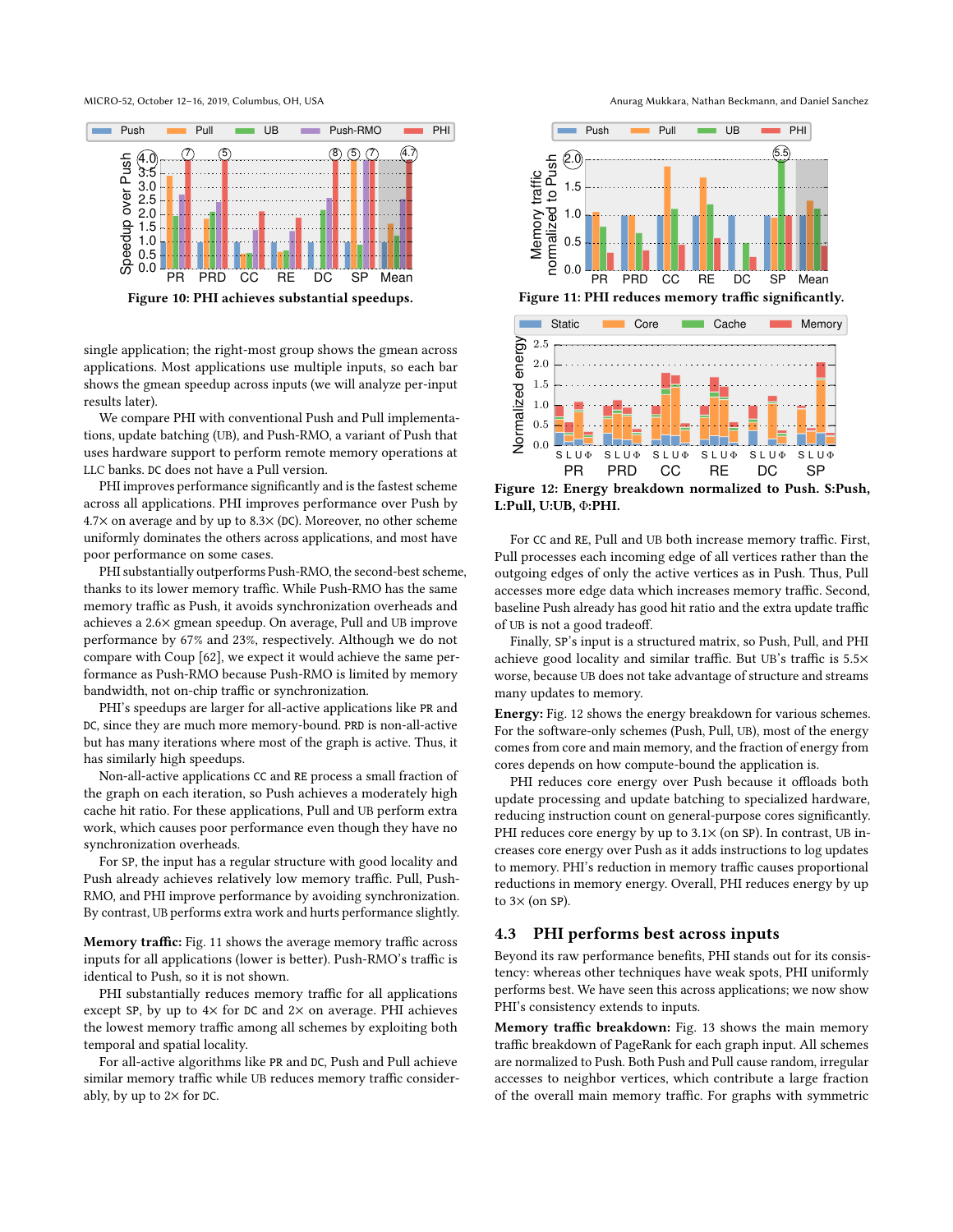Figure 10: PHI achieves substantial speedups.

single application; the right-most group shows the gmean across applications. Most applications use multiple inputs, so each bar shows the gmean speedup across inputs (we will analyze per-input results later).

We compare PHI with conventional Push and Pull implementations, update batching (UB), and Push-RMO, a variant of Push that uses hardware support to perform remote memory operations at LLC banks. DC does not have a Pull version.

PHI improves performance significantly and is the fastest scheme across all applications. PHI improves performance over Push by 4.7× on average and by up to 8.3× (DC). Moreover, no other scheme uniformly dominates the others across applications, and most have poor performance on some cases.

PHI substantially outperforms Push-RMO, the second-best scheme, thanks to its lower memory traffic. While Push-RMO has the same memory traffic as Push, it avoids synchronization overheads and achieves a 2.6× gmean speedup. On average, Pull and UB improve performance by 67% and 23%, respectively. Although we do not compare with Coup [62], we expect it would achieve the same performance as Push-RMO because Push-RMO is limited by memory bandwidth, not on-chip traffic or synchronization.

PHI's speedups are larger for all-active applications like PR and DC, since they are much more memory-bound. PRD is non-all-active but has many iterations where most of the graph is active. Thus, it has similarly high speedups.

Non-all-active applications CC and RE process a small fraction of the graph on each iteration, so Push achieves a moderately high cache hit ratio. For these applications, Pull and UB perform extra work, which causes poor performance even though they have no synchronization overheads.

For SP, the input has a regular structure with good locality and Push already achieves relatively low memory traffic. Pull, Push-RMO, and PHI improve performance by avoiding synchronization. By contrast, UB performs extra work and hurts performance slightly.

**Memory traffic:** Fig. 11 shows the average memory traffic across inputs for all applications (lower is better). Push-RMO's traffic is identical to Push, so it is not shown.

PHI substantially reduces memory traffic for all applications except SP, by up to 4× for DC and 2× on average. PHI achieves the lowest memory traffic among all schemes by exploiting both temporal and spatial locality.

For all-active algorithms like PR and DC, Push and Pull achieve similar memory traffic while UB reduces memory traffic considerably, by up to 2× for DC.

Figure 11: PHI reduces memory traffic significantly.

Figure 12: Energy breakdown normalized to Push. S:Push, L:Pull, U:UB, Φ:PHI.

For CC and RE, Pull and UB both increase memory traffic. First, Pull processes each incoming edge of all vertices rather than the outgoing edges of only the active vertices as in Push. Thus, Pull accesses more edge data which increases memory traffic. Second, baseline Push already has good hit ratio and the extra update traffic of UB is not a good tradeoff.

Finally, SP's input is a structured matrix, so Push, Pull, and PHI achieve good locality and similar traffic. But UB's traffic is 5.5× worse, because UB does not take advantage of structure and streams many updates to memory.

**Energy:** Fig. 12 shows the energy breakdown for various schemes. For the software-only schemes (Push, Pull, UB), most of the energy comes from core and main memory, and the fraction of energy from cores depends on how compute-bound the application is.

PHI reduces core energy over Push because it offloads both update processing and update batching to specialized hardware, reducing instruction count on general-purpose cores significantly. PHI reduces core energy by up to 3.1× (on SP). In contrast, UB increases core energy over Push as it adds instructions to log updates to memory. PHI's reduction in memory traffic causes proportional reductions in memory energy. Overall, PHI reduces energy by up to 3× (on SP).

## 4.3 PHI performs best across inputs

Beyond its raw performance benefits, PHI stands out for its consistency: whereas other techniques have weak spots, PHI uniformly performs best. We have seen this across applications; we now show PHI's consistency extends to inputs.

**Memory traffic breakdown:** Fig. 13 shows the main memory traffic breakdown of PageRank for each graph input. All schemes are normalized to Push. Both Push and Pull cause random, irregular accesses to neighbor vertices, which contribute a large fraction of the overall main memory traffic. For graphs with symmetric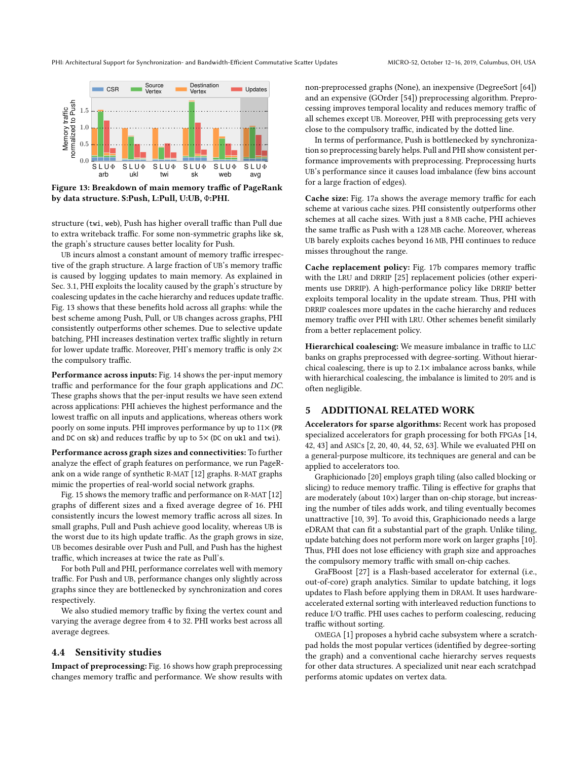Figure 13: Breakdown of main memory traffic of PageRank by data structure. S:Push, L:Pull, U:UB, Φ:PHI.

structure (twi, web), Push has higher overall traffic than Pull due to extra writeback traffic. For some non-symmetric graphs like sk, the graph's structure causes better locality for Push.

UB incurs almost a constant amount of memory traffic irrespective of the graph structure. A large fraction of UB's memory traffic is caused by logging updates to main memory. As explained in Sec. 3.1, PHI exploits the locality caused by the graph's structure by coalescing updates in the cache hierarchy and reduces update traffic. Fig. 13 shows that these benefits hold across all graphs: while the best scheme among Push, Pull, or UB changes across graphs, PHI consistently outperforms other schemes. Due to selective update batching, PHI increases destination vertex traffic slightly in return for lower update traffic. Moreover, PHI's memory traffic is only 2× the compulsory traffic.

**Performance across inputs:** Fig. 14 shows the per-input memory traffic and performance for the four graph applications and *DC*. These graphs shows that the per-input results we have seen extend across applications: PHI achieves the highest performance and the lowest traffic on all inputs and applications, whereas others work poorly on some inputs. PHI improves performance by up to 11× (PR and DC on sk) and reduces traffic by up to 5× (DC on ukl and twi).

**Performance across graph sizes and connectivities:** To further analyze the effect of graph features on performance, we run PageRank on a wide range of synthetic R-MAT [12] graphs. R-MAT graphs mimic the properties of real-world social network graphs.

Fig. 15 shows the memory traffic and performance on R-MAT [12] graphs of different sizes and a fixed average degree of 16. PHI consistently incurs the lowest memory traffic across all sizes. In small graphs, Pull and Push achieve good locality, whereas UB is the worst due to its high update traffic. As the graph grows in size, UB becomes desirable over Push and Pull, and Push has the highest traffic, which increases at twice the rate as Pull's.

For both Pull and PHI, performance correlates well with memory traffic. For Push and UB, performance changes only slightly across graphs since they are bottlenecked by synchronization and cores respectively.

We also studied memory traffic by fixing the vertex count and varying the average degree from 4 to 32. PHI works best across all average degrees.

## 4.4 Sensitivity studies

**Impact of preprocessing:** Fig. 16 shows how graph preprocessing changes memory traffic and performance. We show results with non-preprocessed graphs (None), an inexpensive (DegreeSort [64]) and an expensive (GOrder [54]) preprocessing algorithm. Preprocessing improves temporal locality and reduces memory traffic of all schemes except UB. Moreover, PHI with preprocessing gets very close to the compulsory traffic, indicated by the dotted line.

In terms of performance, Push is bottlenecked by synchronization so preprocessing barely helps. Pull and PHI show consistent performance improvements with preprocessing. Preprocessing hurts UB's performance since it causes load imbalance (few bins account for a large fraction of edges).

**Cache size:** Fig. 17a shows the average memory traffic for each scheme at various cache sizes. PHI consistently outperforms other schemes at all cache sizes. With just a 8 MB cache, PHI achieves the same traffic as Push with a 128 MB cache. Moreover, whereas UB barely exploits caches beyond 16 MB, PHI continues to reduce misses throughout the range.

**Cache replacement policy:** Fig. 17b compares memory traffic with the LRU and DRRIP [25] replacement policies (other experiments use DRRIP). A high-performance policy like DRRIP better exploits temporal locality in the update stream. Thus, PHI with DRRIP coalesces more updates in the cache hierarchy and reduces memory traffic over PHI with LRU. Other schemes benefit similarly from a better replacement policy.

**Hierarchical coalescing:** We measure imbalance in traffic to LLC banks on graphs preprocessed with degree-sorting. Without hierarchical coalescing, there is up to 2.1× imbalance across banks, while with hierarchical coalescing, the imbalance is limited to 20% and is often negligible.

# 5 ADDITIONAL RELATED WORK

**Accelerators for sparse algorithms:** Recent work has proposed specialized accelerators for graph processing for both FPGAs [14, 42, 43] and ASICs [2, 20, 40, 44, 52, 63]. While we evaluated PHI on a general-purpose multicore, its techniques are general and can be applied to accelerators too.

Graphicionado [20] employs graph tiling (also called blocking or slicing) to reduce memory traffic. Tiling is effective for graphs that are moderately (about 10×) larger than on-chip storage, but increasing the number of tiles adds work, and tiling eventually becomes unattractive [10, 39]. To avoid this, Graphicionado needs a large eDRAM that can fit a substantial part of the graph. Unlike tiling, update batching does not perform more work on larger graphs [10]. Thus, PHI does not lose efficiency with graph size and approaches the compulsory memory traffic with small on-chip caches.

GraFBoost [27] is a Flash-based accelerator for external (i.e., out-of-core) graph analytics. Similar to update batching, it logs updates to Flash before applying them in DRAM. It uses hardware-accelerated external sorting with interleaved reduction functions to reduce I/O traffic. PHI uses caches to perform coalescing, reducing traffic without sorting.

OMEGA [1] proposes a hybrid cache subsystem where a scratchpad holds the most popular vertices (identified by degree-sorting the graph) and a conventional cache hierarchy serves requests for other data structures. A specialized unit near each scratchpad performs atomic updates on vertex data.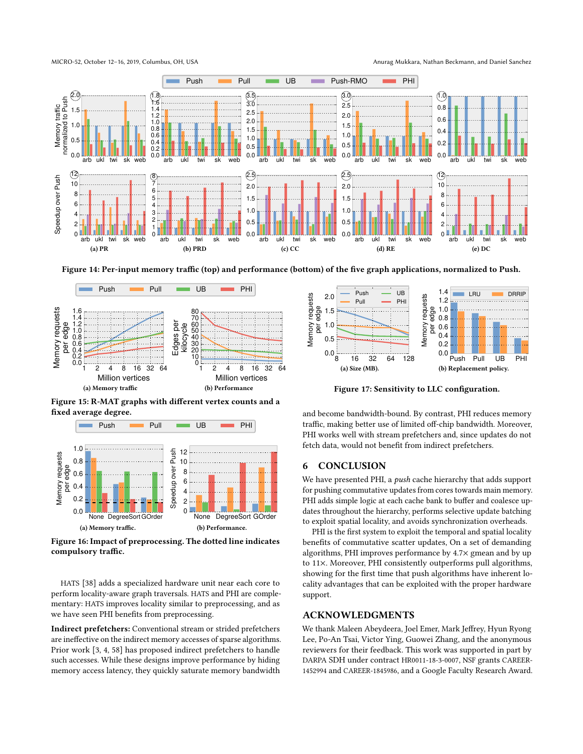Figure 14: Per-input memory traffic (top) and performance (bottom) of the five graph applications, normalized to Push.

Figure 15: R-MAT graphs with different vertex counts and a fixed average degree.

Figure 16: Impact of preprocessing. The dotted line indicates compulsory traffic.

Figure 17: Sensitivity to LLC configuration.

HATS [38] adds a specialized hardware unit near each core to perform locality-aware graph traversals. HATS and PHI are complementary: HATS improves locality similar to preprocessing, and as we have seen PHI benefits from preprocessing.

**Indirect prefetchers:** Conventional stream or strided prefetchers are ineffective on the indirect memory accesses of sparse algorithms. Prior work [3, 4, 58] has proposed indirect prefetchers to handle such accesses. While these designs improve performance by hiding memory access latency, they quickly saturate memory bandwidth and become bandwidth-bound. By contrast, PHI reduces memory traffic, making better use of limited off-chip bandwidth. Moreover, PHI works well with stream prefetchers and, since updates do not fetch data, would not benefit from indirect prefetchers.

# 6 CONCLUSION

We have presented PHI, a *push* cache hierarchy that adds support for pushing commutative updates from cores towards main memory. PHI adds simple logic at each cache bank to buffer and coalesce updates throughout the hierarchy, performs selective update batching to exploit spatial locality, and avoids synchronization overheads.

PHI is the first system to exploit the temporal and spatial locality benefits of commutative scatter updates, On a set of demanding algorithms, PHI improves performance by 4.7× gmean and by up to 11×. Moreover, PHI consistently outperforms pull algorithms, showing for the first time that push algorithms have inherent locality advantages that can be exploited with the proper hardware support.

# ACKNOWLEDGMENTS

We thank Maleen Abeydeera, Joel Emer, Mark Jeffrey, Hyun Ryong Lee, Po-An Tsai, Victor Ying, Guowei Zhang, and the anonymous reviewers for their feedback. This work was supported in part by DARPA SDH under contract HR0011-18-3-0007, NSF grants CAREER-1452994 and CAREER-1845986, and a Google Faculty Research Award.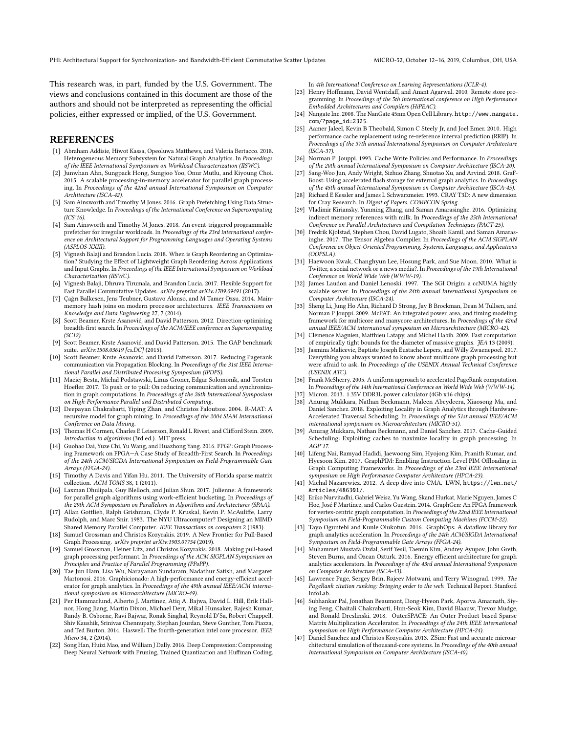This research was, in part, funded by the U.S. Government. The views and conclusions contained in this document are those of the authors and should not be interpreted as representing the official policies, either expressed or implied, of the U.S. Government.

## REFERENCES

[1] Abraham Addisie, Hiwot Kassa, Opeoluwa Matthews, and Valeria Bertacco. 2018. Heterogeneous Memory Subsystem for Natural Graph Analytics. In *Proceedings of the IEEE International Symposium on Workload Characterization (IISWC).*

[2] Junwhan Ahn, Sungpack Hong, Sungjoo Yoo, Onur Mutlu, and Kiyoung Choi. 2015. A scalable processing-in-memory accelerator for parallel graph processing. In *Proceedings of the 42nd annual International Symposium on Computer Architecture (ISCA-42).*

[3] Sam Ainsworth and Timothy M Jones. 2016. Graph Prefetching Using Data Structure Knowledge. In *Proceedings of the International Conference on Supercomputing (ICS'16).*

[4] Sam Ainsworth and Timothy M Jones. 2018. An event-triggered programmable prefetcher for irregular workloads. In *Proceedings of the 23rd international conference on Architectural Support for Programming Languages and Operating Systems (ASPLOS-XXIII).*

[5] Vignesh Balaji and Brandon Lucia. 2018. When is Graph Reordering an Optimization? Studying the Effect of Lightweight Graph Reordering Across Applications and Input Graphs. In *Proceedings of the IEEE International Symposium on Workload Characterization (IISWC).*

[6] Vignesh Balaji, Dhruva Tirumala, and Brandon Lucia. 2017. Flexible Support for Fast Parallel Commutative Updates. *arXiv preprint arXiv:1709.09491* (2017).

[7] Çağrı Balkesen, Jens Teubner, Gustavo Alonso, and M Tamer Özsu. 2014. Main-memory hash joins on modern processor architectures. *IEEE Transactions on Knowledge and Data Engineering* 27, 7 (2014).

[8] Scott Beamer, Krste Asanović, and David Patterson. 2012. Direction-optimizing breadth-first search. In *Proceedings of the ACM/IEEE conference on Supercomputing (SC12).*

[9] Scott Beamer, Krste Asanović, and David Patterson. 2015. The GAP benchmark suite. *arXiv:1508.03619 [cs.DC]* (2015).

[10] Scott Beamer, Krste Asanovic, and David Patterson. 2017. Reducing Pagerank communication via Propagation Blocking. In *Proceedings of the 31st IEEE International Parallel and Distributed Processing Symposium (IPDPS).*

[11] Maciej Besta, Michał Podstawski, Linus Groner, Edgar Solomonik, and Torsten Hoefler. 2017. To push or to pull: On reducing communication and synchronization in graph computations. In *Proceedings of the 26th International Symposium on High-Performance Parallel and Distributed Computing.*

[12] Deepayan Chakrabarti, Yiping Zhan, and Christos Faloutsos. 2004. R-MAT: A recursive model for graph mining. In *Proceedings of the 2004 SIAM International Conference on Data Mining.*

[13] Thomas H Cormen, Charles E Leiserson, Ronald L Rivest, and Clifford Stein. 2009. *Introduction to algorithms* (3rd ed.). MIT press.

[14] Guohao Dai, Yuze Chi, Yu Wang, and Huazhong Yang. 2016. FPGP: Graph Processing Framework on FPGA—A Case Study of Breadth-First Search. In *Proceedings of the 24th ACM/SIGDA International Symposium on Field-Programmable Gate Arrays (FPGA-24).*

[15] Timothy A Davis and Yifan Hu. 2011. The University of Florida sparse matrix collection. *ACM TOMS* 38, 1 (2011).

[16] Laxman Dhulipala, Guy Blelloch, and Julian Shun. 2017. Julienne: A framework for parallel graph algorithms using work-efficient bucketing. In *Proceedings of the 29th ACM Symposium on Parallelism in Algorithms and Architectures (SPAA).*

[17] Allan Gottlieb, Ralph Grishman, Clyde P. Kruskal, Kevin P. McAuliffe, Larry Rudolph, and Marc Snir. 1983. The NYU Ultracomputer? Designing an MIMD Shared Memory Parallel Computer. *IEEE Transactions on computers* 2 (1983).

[18] Samuel Grossman and Christos Kozyrakis. 2019. A New Frontier for Pull-Based Graph Processing. *arXiv preprint arXiv:1903.07754* (2019).

[19] Samuel Grossman, Heiner Litz, and Christos Kozyrakis. 2018. Making pull-based graph processing performant. In *Proceedings of the ACM SIGPLAN Symposium on Principles and Practice of Parallel Programming (PPoPP).*

[20] Tae Jun Ham, Lisa Wu, Narayanan Sundaram, Nadathur Satish, and Margaret Martonosi. 2016. Graphicionado: A high-performance and energy-efficient accelerator for graph analytics. In *Proceedings of the 49th annual IEEE/ACM international symposium on Microarchitecture (MICRO-49).*

[21] Per Hammarlund, Alberto J. Martinez, Atiq A. Bajwa, David L. Hill, Erik Hallnor, Hong Jiang, Martin Dixon, Michael Derr, Mikal Hunsaker, Rajesh Kumar, Randy B. Osborne, Ravi Rajwar, Ronak Singhal, Reynold D'Sa, Robert Chappell, Shiv Kaushik, Srinivas Chennupaty, Stephan Jourdan, Steve Gunther, Tom Piazza, and Ted Burton. 2014. Haswell: The fourth-generation intel core processor. *IEEE Micro* 34, 2 (2014).

[22] Song Han, Huizi Mao, and William J Dally. 2016. Deep Compression: Compressing Deep Neural Network with Pruning, Trained Quantization and Huffman Coding. In *4th International Conference on Learning Representations (ICLR-4).*

[23] Henry Hoffmann, David Wentzlaff, and Anant Agarwal. 2010. Remote store programming. In *Proceedings of the 5th international conference on High Performance Embedded Architectures and Compilers (HiPEAC).*

[24] Nangate Inc. 2008. The NanGate 45nm Open Cell Library. http://www.nangate.com/?page_id=2325.

[25] Aamer Jaleel, Kevin B Theobald, Simon C Steely Jr, and Joel Emer. 2010. High performance cache replacement using re-reference interval prediction (RRIP). In *Proceedings of the 37th annual International Symposium on Computer Architecture (ISCA-37).*

[26] Norman P. Jouppi. 1993. Cache Write Policies and Performance. In *Proceedings of the 20th annual International Symposium on Computer Architecture (ISCA-20).*

[27] Sang-Woo Jun, Andy Wright, Sizhuo Zhang, Shuotao Xu, and Arvind. 2018. GraFBoost: Using accelerated flash storage for external graph analytics. In *Proceedings of the 45th annual International Symposium on Computer Architecture (ISCA-45).*

[28] Richard E Kessler and James L Schwarzmeier. 1993. CRAY T3D: A new dimension for Cray Research. In *Digest of Papers. COMPCON Spring.*

[29] Vladimir Kiriansky, Yunming Zhang, and Saman Amarasinghe. 2016. Optimizing indirect memory references with milk. In *Proceedings of the 25th International Conference on Parallel Architectures and Compilation Techniques (PACT-25).*

[30] Fredrik Kjolstad, Stephen Chou, David Lugato, Shoaib Kamil, and Saman Amarasinghe. 2017. The Tensor Algebra Compiler. In *Proceedings of the ACM SIGPLAN Conference on Object-Oriented Programming, Systems, Languages, and Applications (OOPSLA).*

[31] Haewoon Kwak, Changhyun Lee, Hosung Park, and Sue Moon. 2010. What is Twitter, a social network or a news media?. In *Proceedings of the 19th International Conference on World Wide Web (WWW-19).*

[32] James Laudon and Daniel Lenoski. 1997. The SGI Origin: a ccNUMA highly scalable server. In *Proceedings of the 24th annual International Symposium on Computer Architecture (ISCA-24).*

[33] Sheng Li, Jung Ho Ahn, Richard D Strong, Jay B Brockman, Dean M Tullsen, and Norman P Jouppi. 2009. McPAT: An integrated power, area, and timing modeling framework for multicore and manycore architectures. In *Proceedings of the 42nd annual IEEE/ACM international symposium on Microarchitecture (MICRO-42).*

[34] Clémence Magnien, Matthieu Latapy, and Michel Habib. 2009. Fast computation of empirically tight bounds for the diameter of massive graphs. *JEA* 13 (2009).

[35] Jasmina Malicevic, Baptiste Joseph Eustache Lepers, and Willy Zwaenepoel. 2017. Everything you always wanted to know about multicore graph processing but were afraid to ask. In *Proceedings of the USENIX Annual Technical Conference (USENIX ATC).*

[36] Frank McSherry. 2005. A uniform approach to accelerated PageRank computation. In *Proceedings of the 14th International Conference on World Wide Web (WWW-14).*

[37] Micron. 2013. 1.35V DDR3L power calculator (4Gb x16 chips).

[38] Anurag Mukkara, Nathan Beckmann, Maleen Abeydeera, Xiaosong Ma, and Daniel Sanchez. 2018. Exploiting Locality in Graph Analytics through Hardware-Accelerated Traversal Scheduling. In *Proceedings of the 51st annual IEEE/ACM international symposium on Microarchitecture (MICRO-51).*

[39] Anurag Mukkara, Nathan Beckmann, and Daniel Sanchez. 2017. Cache-Guided Scheduling: Exploiting caches to maximize locality in graph processing. In *AGP'17.*

[40] Lifeng Nai, Ramyad Hadidi, Jaewoong Sim, Hyojong Kim, Pranith Kumar, and Hyesoon Kim. 2017. GraphPIM: Enabling Instruction-Level PIM Offloading in Graph Computing Frameworks. In *Proceedings of the 23rd IEEE international symposium on High Performance Computer Architecture (HPCA-23).*

[41] Michal Nazarewicz. 2012. A deep dive into CMA. LWN, https://lwn.net/Articles/486301/.

[42] Eriko Nurvitadhi, Gabriel Weisz, Yu Wang, Skand Hurkat, Marie Nguyen, James C Hoe, José F Martínez, and Carlos Guestrin. 2014. GraphGen: An FPGA framework for vertex-centric graph computation. In *Proceedings of the 22nd IEEE International Symposium on Field-Programmable Custom Computing Machines (FCCM-22).*

[43] Tayo Oguntebi and Kunle Olukotun. 2016. GraphOps: A dataflow library for graph analytics acceleration. In *Proceedings of the 24th ACM/SIGDA International Symposium on Field-Programmable Gate Arrays (FPGA-24).*

[44] Muhammet Mustafa Ozdal, Serif Yesil, Taemin Kim, Andrey Ayupov, John Greth, Steven Burns, and Ozcan Ozturk. 2016. Energy efficient architecture for graph analytics accelerators. In *Proceedings of the 43rd annual International Symposium on Computer Architecture (ISCA-43).*

[45] Lawrence Page, Sergey Brin, Rajeev Motwani, and Terry Winograd. 1999. *The PageRank citation ranking: Bringing order to the web.* Technical Report. Stanford InfoLab.

[46] Subhankar Pal, Jonathan Beaumont, Dong-Hyeon Park, Aporva Amarnath, Siying Feng, Chaitali Chakrabarti, Hun-Seok Kim, David Blaauw, Trevor Mudge, and Ronald Dreslinski. 2018. OuterSPACE: An Outer Product based Sparse Matrix Multiplication Accelerator. In *Proceedings of the 24th IEEE international symposium on High Performance Computer Architecture (HPCA-24).*

[47] Daniel Sanchez and Christos Kozyrakis. 2013. ZSim: Fast and accurate microarchitectural simulation of thousand-core systems. In *Proceedings of the 40th annual International Symposium on Computer Architecture (ISCA-40).*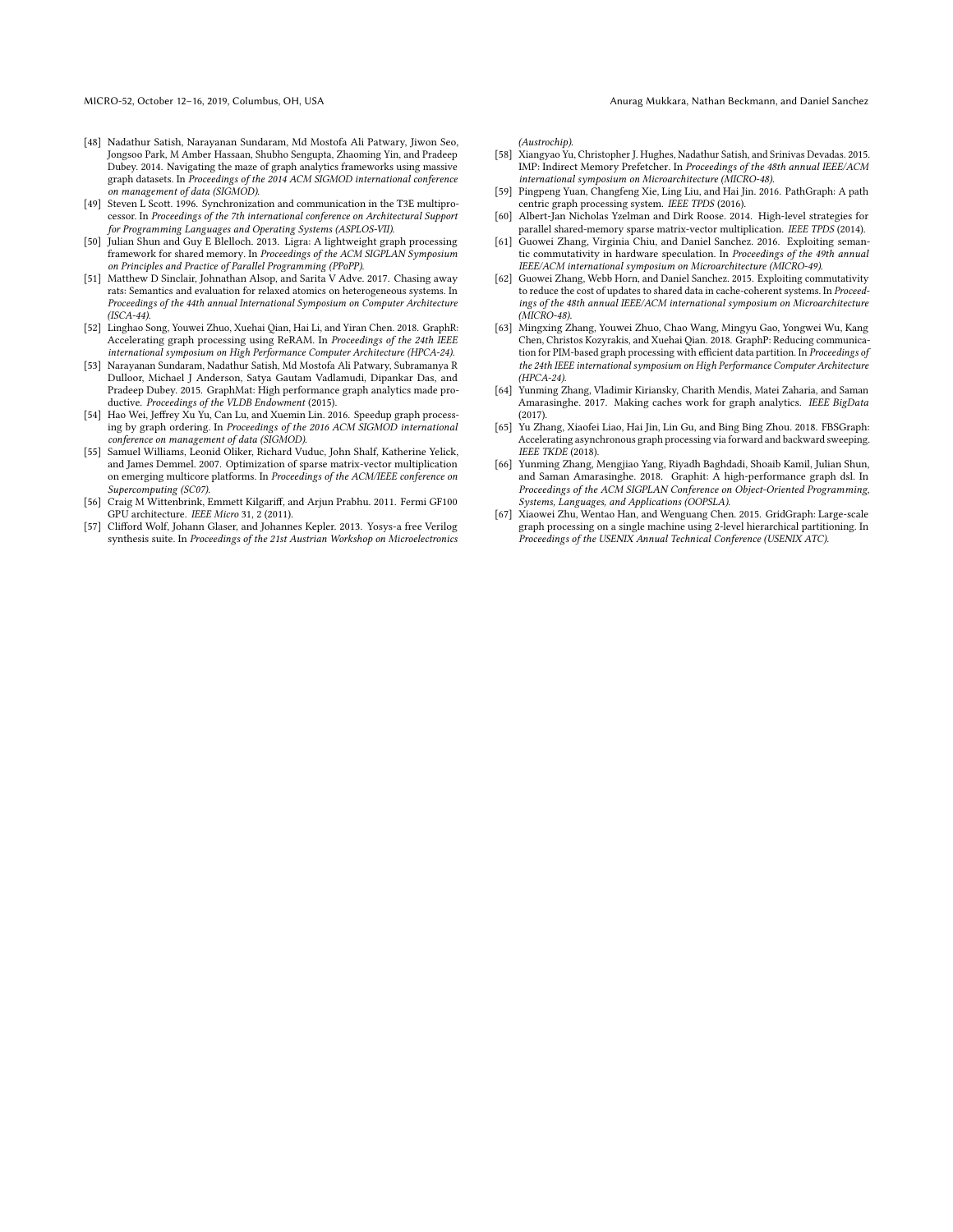- [48] Nadathur Satish, Narayanan Sundaram, Md Mostofa Ali Patwary, Jiwon Seo, Jongsoo Park, M Amber Hassaan, Shubho Sengupta, Zhaoming Yin, and Pradeep Dubey. 2014. Navigating the maze of graph analytics frameworks using massive graph datasets. In *Proceedings of the 2014 ACM SIGMOD international conference on management of data (SIGMOD)*.
- [49] Steven L Scott. 1996. Synchronization and communication in the T3E multiprocessor. In *Proceedings of the 7th international conference on Architectural Support for Programming Languages and Operating Systems (ASPLOS-VII)*.
- [50] Julian Shun and Guy E Blelloch. 2013. Ligra: A lightweight graph processing framework for shared memory. In *Proceedings of the ACM SIGPLAN Symposium on Principles and Practice of Parallel Programming (PPoPP)*.
- [51] Matthew D Sinclair, Johnathan Alsop, and Sarita V Adve. 2017. Chasing away rats: Semantics and evaluation for relaxed atomics on heterogeneous systems. In *Proceedings of the 44th annual International Symposium on Computer Architecture (ISCA-44)*.
- [52] Linghao Song, Youwei Zhuo, Xuehai Qian, Hai Li, and Yiran Chen. 2018. GraphR: Accelerating graph processing using ReRAM. In *Proceedings of the 24th IEEE international symposium on High Performance Computer Architecture (HPCA-24)*.
- [53] Narayanan Sundaram, Nadathur Satish, Md Mostofa Ali Patwary, Subramanya R Dulloor, Michael J Anderson, Satya Gautam Vadlamudi, Dipankar Das, and Pradeep Dubey. 2015. GraphMat: High performance graph analytics made productive. *Proceedings of the VLDB Endowment* (2015).
- [54] Hao Wei, Jeffrey Xu Yu, Can Lu, and Xuemin Lin. 2016. Speedup graph processing by graph ordering. In *Proceedings of the 2016 ACM SIGMOD international conference on management of data (SIGMOD)*.
- [55] Samuel Williams, Leonid Oliker, Richard Vuduc, John Shalf, Katherine Yelick, and James Demmel. 2007. Optimization of sparse matrix-vector multiplication on emerging multicore platforms. In *Proceedings of the ACM/IEEE conference on Supercomputing (SC07)*.
- [56] Craig M Wittenbrink, Emmett Kilgariff, and Arjun Prabhu. 2011. Fermi GF100 GPU architecture. *IEEE Micro* 31, 2 (2011).
- [57] Clifford Wolf, Johann Glaser, and Johannes Kepler. 2013. Yosys-a free Verilog synthesis suite. In *Proceedings of the 21st Austrian Workshop on Microelectronics (Austrochip)*.
- [58] Xiangyao Yu, Christopher J. Hughes, Nadathur Satish, and Srinivas Devadas. 2015. IMP: Indirect Memory Prefetcher. In *Proceedings of the 48th annual IEEE/ACM international symposium on Microarchitecture (MICRO-48)*.
- [59] Pingpeng Yuan, Changfeng Xie, Ling Liu, and Hai Jin. 2016. PathGraph: A path centric graph processing system. *IEEE TPDS* (2016).
- [60] Albert-Jan Nicholas Yzelman and Dirk Roose. 2014. High-level strategies for parallel shared-memory sparse matrix-vector multiplication. *IEEE TPDS* (2014).
- [61] Guowei Zhang, Virginia Chiu, and Daniel Sanchez. 2016. Exploiting semantic commutativity in hardware speculation. In *Proceedings of the 49th annual IEEE/ACM international symposium on Microarchitecture (MICRO-49)*.
- [62] Guowei Zhang, Webb Horn, and Daniel Sanchez. 2015. Exploiting commutativity to reduce the cost of updates to shared data in cache-coherent systems. In *Proceedings of the 48th annual IEEE/ACM international symposium on Microarchitecture (MICRO-48)*.
- [63] Mingxing Zhang, Youwei Zhuo, Chao Wang, Mingyu Gao, Yongwei Wu, Kang Chen, Christos Kozyrakis, and Xuehai Qian. 2018. GraphP: Reducing communication for PIM-based graph processing with efficient data partition. In *Proceedings of the 24th IEEE international symposium on High Performance Computer Architecture (HPCA-24)*.
- [64] Yunming Zhang, Vladimir Kiriansky, Charith Mendis, Matei Zaharia, and Saman Amarasinghe. 2017. Making caches work for graph analytics. *IEEE BigData* (2017).
- [65] Yu Zhang, Xiaofei Liao, Hai Jin, Lin Gu, and Bing Bing Zhou. 2018. FBSGraph: Accelerating asynchronous graph processing via forward and backward sweeping. *IEEE TKDE* (2018).
- [66] Yunming Zhang, Mengjiao Yang, Riyadh Baghdadi, Shoaib Kamil, Julian Shun, and Saman Amarasinghe. 2018. Graphit: A high-performance graph dsl. In *Proceedings of the ACM SIGPLAN Conference on Object-Oriented Programming, Systems, Languages, and Applications (OOPSLA)*.
- [67] Xiaowei Zhu, Wentao Han, and Wenguang Chen. 2015. GridGraph: Large-scale graph processing on a single machine using 2-level hierarchical partitioning. In *Proceedings of the USENIX Annual Technical Conference (USENIX ATC)*.